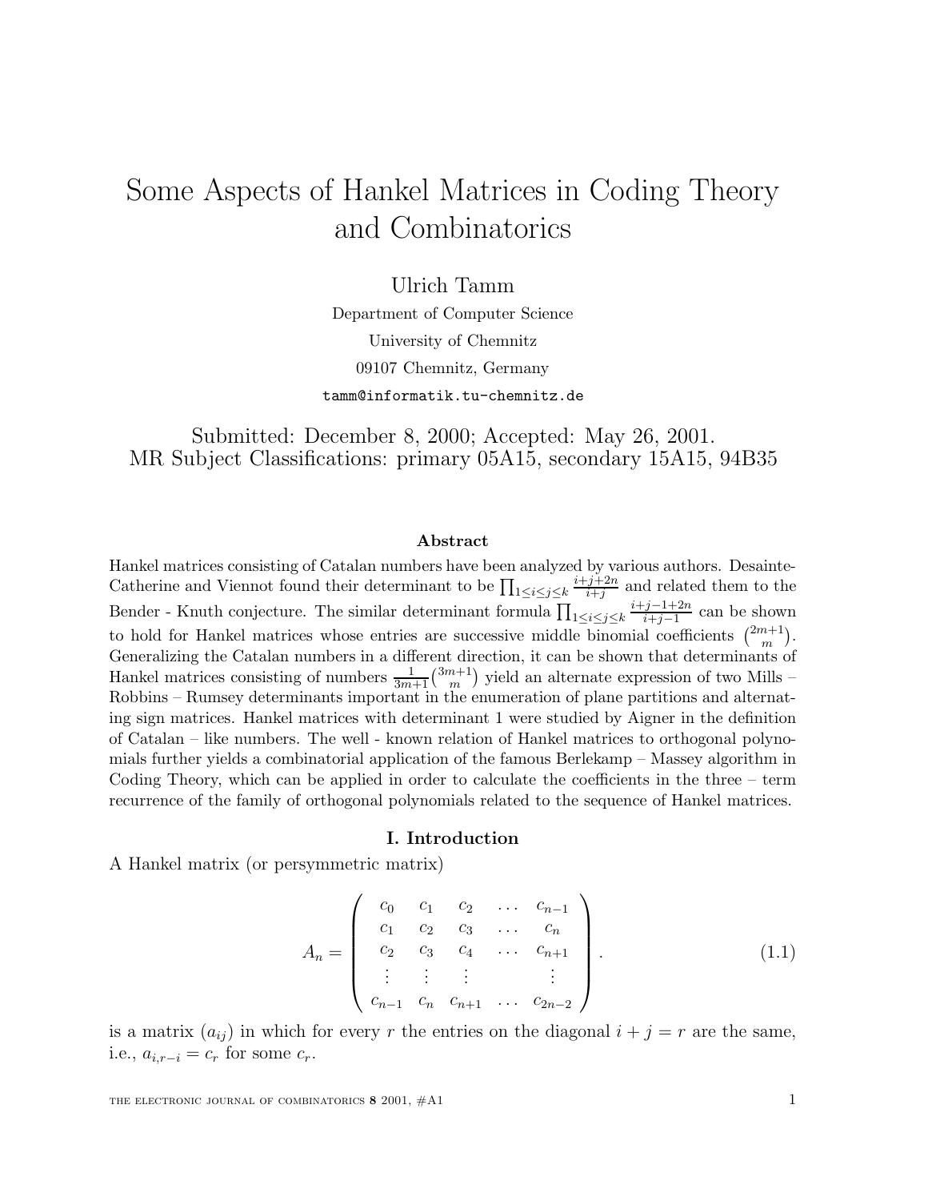# Some Aspects of Hankel Matrices in Coding Theory and Combinatorics

Ulrich Tamm

Department of Computer Science

University of Chemnitz

09107 Chemnitz, Germany

tamm@informatik.tu-chemnitz.de

Submitted: December 8, 2000; Accepted: May 26, 2001.
MR Subject Classifications: primary 05A15, secondary 15A15, 94B35

### Abstract

Hankel matrices consisting of Catalan numbers have been analyzed by various authors. Desainte-Catherine and Viennot found their determinant to be $\prod_{1 \leq i \leq j \leq k} \frac{i+j+2n}{i+j}$ and related them to the Bender - Knuth conjecture. The similar determinant formula $\prod_{1 \leq i \leq j \leq k} \frac{i+j-1+2n}{i+j-1}$ can be shown to hold for Hankel matrices whose entries are successive middle binomial coefficients $\binom{2m+1}{m}$. Generalizing the Catalan numbers in a different direction, it can be shown that determinants of Hankel matrices consisting of numbers $\frac{1}{3m+1}\binom{3m+1}{m}$ yield an alternate expression of two Mills – Robbins – Rumsey determinants important in the enumeration of plane partitions and alternating sign matrices. Hankel matrices with determinant 1 were studied by Aigner in the definition of Catalan – like numbers. The well - known relation of Hankel matrices to orthogonal polynomials further yields a combinatorial application of the famous Berlekamp – Massey algorithm in Coding Theory, which can be applied in order to calculate the coefficients in the three – term recurrence of the family of orthogonal polynomials related to the sequence of Hankel matrices.

## I. Introduction

A Hankel matrix (or persymmetric matrix)

$$A_n = \begin{pmatrix} c_0 & c_1 & c_2 & \dots & c_{n-1} \\ c_1 & c_2 & c_3 & \dots & c_n \\ c_2 & c_3 & c_4 & \dots & c_{n+1} \\ \vdots & \vdots & \vdots & & \vdots \\ c_{n-1} & c_n & c_{n+1} & \dots & c_{2n-2} \end{pmatrix}. \tag{1.1}$$

is a matrix $(a_{ij})$ in which for every $r$ the entries on the diagonal $i + j = r$ are the same, i.e., $a_{i,r-i} = c_r$ for some $c_r$.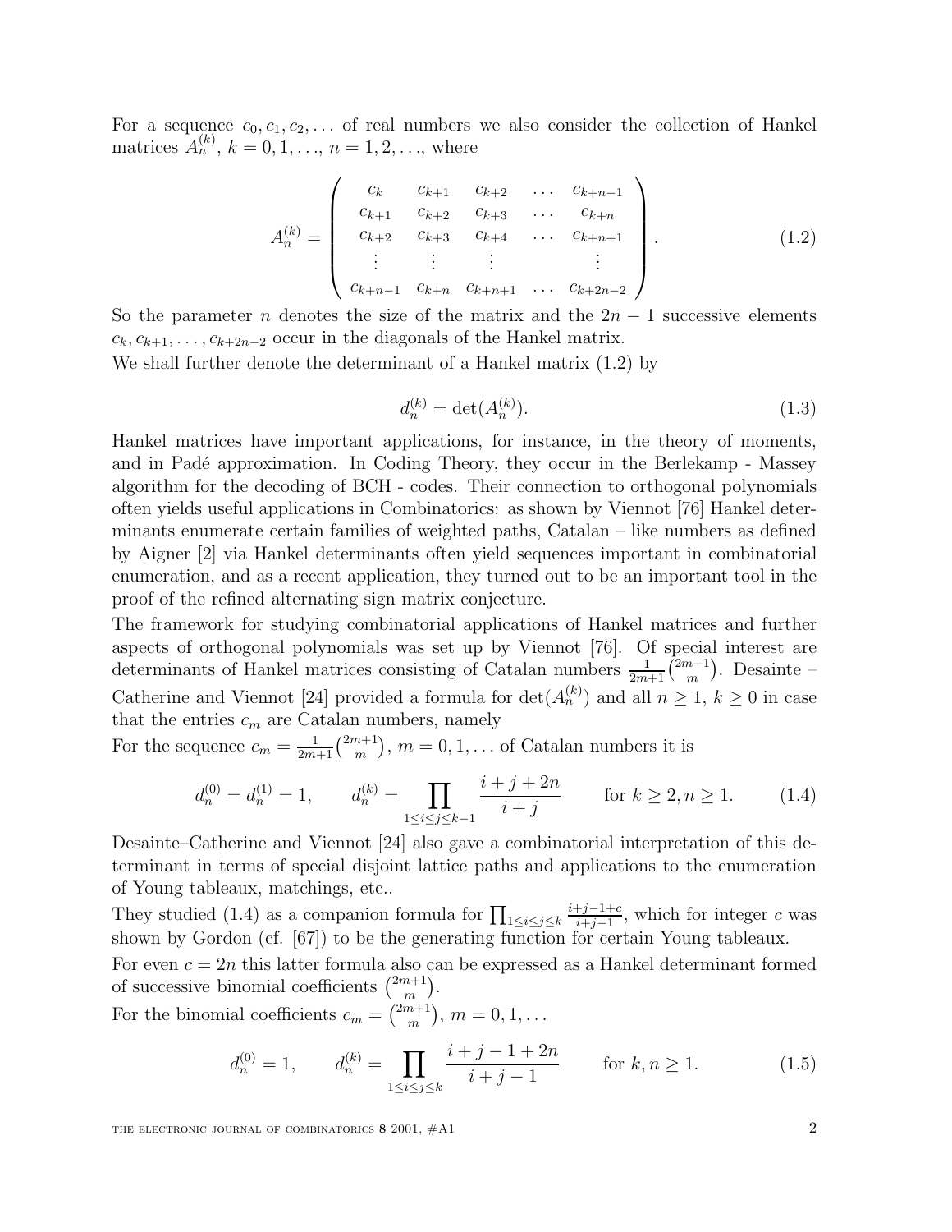For a sequence $c_0, c_1, c_2, \ldots$ of real numbers we also consider the collection of Hankel matrices $A_n^{(k)}$, $k = 0, 1, \ldots$, $n = 1, 2, \ldots$, where

$$
A_n^{(k)} = \begin{pmatrix} c_k & c_{k+1} & c_{k+2} & \ldots & c_{k+n-1} \\ c_{k+1} & c_{k+2} & c_{k+3} & \ldots & c_{k+n} \\ c_{k+2} & c_{k+3} & c_{k+4} & \ldots & c_{k+n+1} \\ \vdots & \vdots & \vdots & & \vdots \\ c_{k+n-1} & c_{k+n} & c_{k+n+1} & \ldots & c_{k+2n-2} \end{pmatrix}. \tag{1.2}
$$

So the parameter $n$ denotes the size of the matrix and the $2n-1$ successive elements $c_k, c_{k+1}, \ldots, c_{k+2n-2}$ occur in the diagonals of the Hankel matrix.
We shall further denote the determinant of a Hankel matrix (1.2) by

$$
d_n^{(k)} = \det(A_n^{(k)}). \tag{1.3}
$$

Hankel matrices have important applications, for instance, in the theory of moments, and in Padé approximation. In Coding Theory, they occur in the Berlekamp - Massey algorithm for the decoding of BCH - codes. Their connection to orthogonal polynomials often yields useful applications in Combinatorics: as shown by Viennot [76] Hankel determinants enumerate certain families of weighted paths, Catalan – like numbers as defined by Aigner [2] via Hankel determinants often yield sequences important in combinatorial enumeration, and as a recent application, they turned out to be an important tool in the proof of the refined alternating sign matrix conjecture.
The framework for studying combinatorial applications of Hankel matrices and further aspects of orthogonal polynomials was set up by Viennot [76]. Of special interest are determinants of Hankel matrices consisting of Catalan numbers $\frac{1}{2m+1}\binom{2m+1}{m}$. Desainte – Catherine and Viennot [24] provided a formula for $\det(A_n^{(k)})$ and all $n \geq 1$, $k \geq 0$ in case that the entries $c_m$ are Catalan numbers, namely
For the sequence $c_m = \frac{1}{2m+1}\binom{2m+1}{m}$, $m = 0, 1, \ldots$ of Catalan numbers it is

$$
d_n^{(0)} = d_n^{(1)} = 1, \qquad d_n^{(k)} = \prod_{1 \leq i \leq j \leq k-1} \frac{i+j+2n}{i+j} \qquad \text{for } k \geq 2, n \geq 1. \tag{1.4}
$$

Desainte–Catherine and Viennot [24] also gave a combinatorial interpretation of this determinant in terms of special disjoint lattice paths and applications to the enumeration of Young tableaux, matchings, etc..
They studied (1.4) as a companion formula for $\prod_{1 \leq i \leq j \leq k} \frac{i+j-1+c}{i+j-1}$, which for integer $c$ was shown by Gordon (cf. [67]) to be the generating function for certain Young tableaux.
For even $c = 2n$ this latter formula also can be expressed as a Hankel determinant formed of successive binomial coefficients $\binom{2m+1}{m}$.
For the binomial coefficients $c_m = \binom{2m+1}{m}$, $m = 0, 1, \ldots$

$$
d_n^{(0)} = 1, \qquad d_n^{(k)} = \prod_{1 \leq i \leq j \leq k} \frac{i+j-1+2n}{i+j-1} \qquad \text{for } k, n \geq 1. \tag{1.5}
$$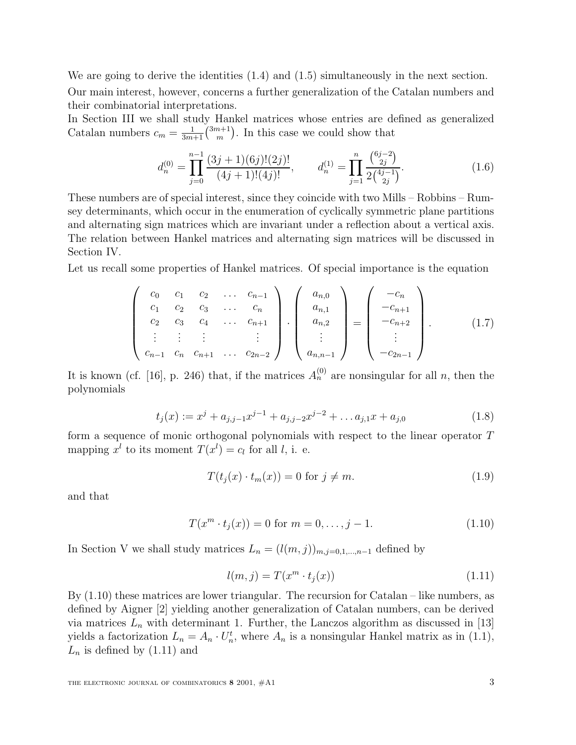We are going to derive the identities (1.4) and (1.5) simultaneously in the next section.

Our main interest, however, concerns a further generalization of the Catalan numbers and their combinatorial interpretations.

In Section III we shall study Hankel matrices whose entries are defined as generalized Catalan numbers $c_m = \frac{1}{3m+1}\binom{3m+1}{m}$. In this case we could show that

$$d_n^{(0)} = \prod_{j=0}^{n-1} \frac{(3j+1)(6j)!(2j)!}{(4j+1)!(4j)!}, \qquad d_n^{(1)} = \prod_{j=1}^{n} \frac{\binom{6j-2}{2j}}{2\binom{4j-1}{2j}}. \tag{1.6}$$

These numbers are of special interest, since they coincide with two Mills – Robbins – Rumsey determinants, which occur in the enumeration of cyclically symmetric plane partitions and alternating sign matrices which are invariant under a reflection about a vertical axis. The relation between Hankel matrices and alternating sign matrices will be discussed in Section IV.

Let us recall some properties of Hankel matrices. Of special importance is the equation

$$\begin{pmatrix} c_0 & c_1 & c_2 & \dots & c_{n-1} \\ c_1 & c_2 & c_3 & \dots & c_n \\ c_2 & c_3 & c_4 & \dots & c_{n+1} \\ \vdots & \vdots & \vdots & & \vdots \\ c_{n-1} & c_n & c_{n+1} & \dots & c_{2n-2} \end{pmatrix} \cdot \begin{pmatrix} a_{n,0} \\ a_{n,1} \\ a_{n,2} \\ \vdots \\ a_{n,n-1} \end{pmatrix} = \begin{pmatrix} -c_n \\ -c_{n+1} \\ -c_{n+2} \\ \vdots \\ -c_{2n-1} \end{pmatrix}. \tag{1.7}$$

It is known (cf. [16], p. 246) that, if the matrices $A_n^{(0)}$ are nonsingular for all $n$, then the polynomials

$$t_j(x) := x^j + a_{j,j-1}x^{j-1} + a_{j,j-2}x^{j-2} + \dots a_{j,1}x + a_{j,0} \tag{1.8}$$

form a sequence of monic orthogonal polynomials with respect to the linear operator $T$ mapping $x^l$ to its moment $T(x^l) = c_l$ for all $l$, i. e.

$$T(t_j(x) \cdot t_m(x)) = 0 \text{ for } j \neq m. \tag{1.9}$$

and that

$$T(x^m \cdot t_j(x)) = 0 \text{ for } m = 0, \dots, j-1. \tag{1.10}$$

In Section V we shall study matrices $L_n = (l(m,j))_{m,j=0,1,\dots,n-1}$ defined by

$$l(m,j) = T(x^m \cdot t_j(x)) \tag{1.11}$$

By (1.10) these matrices are lower triangular. The recursion for Catalan – like numbers, as defined by Aigner [2] yielding another generalization of Catalan numbers, can be derived via matrices $L_n$ with determinant 1. Further, the Lanczos algorithm as discussed in [13] yields a factorization $L_n = A_n \cdot U_n^t$, where $A_n$ is a nonsingular Hankel matrix as in (1.1), $L_n$ is defined by (1.11) and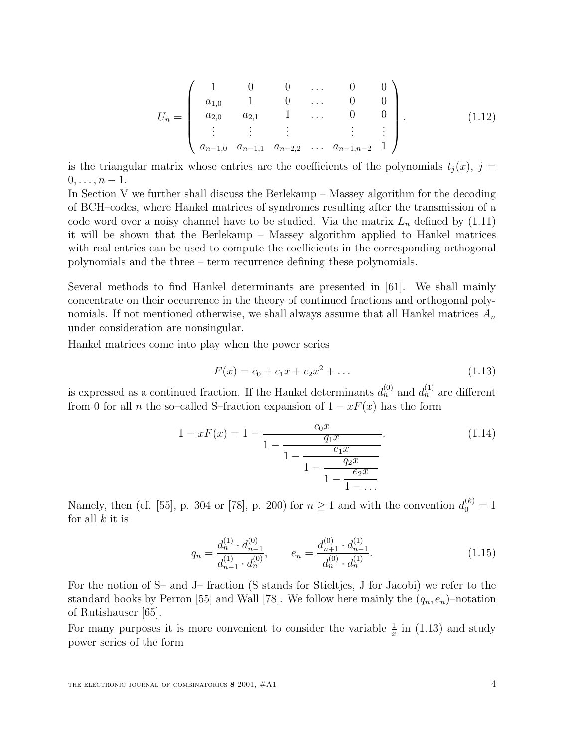$$U_n = \begin{pmatrix} 1 & 0 & 0 & \dots & 0 & 0 \\ a_{1,0} & 1 & 0 & \dots & 0 & 0 \\ a_{2,0} & a_{2,1} & 1 & \dots & 0 & 0 \\ \vdots & \vdots & \vdots & & \vdots & \vdots \\ a_{n-1,0} & a_{n-1,1} & a_{n-2,2} & \dots & a_{n-1,n-2} & 1 \end{pmatrix}. \tag{1.12}$$

is the triangular matrix whose entries are the coefficients of the polynomials $t_j(x)$, $j = 0, \dots, n-1$.

In Section V we further shall discuss the Berlekamp – Massey algorithm for the decoding of BCH–codes, where Hankel matrices of syndromes resulting after the transmission of a code word over a noisy channel have to be studied. Via the matrix $L_n$ defined by (1.11) it will be shown that the Berlekamp – Massey algorithm applied to Hankel matrices with real entries can be used to compute the coefficients in the corresponding orthogonal polynomials and the three – term recurrence defining these polynomials.

Several methods to find Hankel determinants are presented in [61]. We shall mainly concentrate on their occurrence in the theory of continued fractions and orthogonal polynomials. If not mentioned otherwise, we shall always assume that all Hankel matrices $A_n$ under consideration are nonsingular.

Hankel matrices come into play when the power series

$$F(x) = c_0 + c_1 x + c_2 x^2 + \dots \tag{1.13}$$

is expressed as a continued fraction. If the Hankel determinants $d_n^{(0)}$ and $d_n^{(1)}$ are different from 0 for all $n$ the so–called S–fraction expansion of $1 - xF(x)$ has the form

$$1 - xF(x) = 1 - \cfrac{c_0 x}{1 - \cfrac{q_1 x}{1 - \cfrac{e_1 x}{1 - \cfrac{q_2 x}{1 - \cfrac{e_2 x}{1 - \dots}}}}}. \tag{1.14}$$

Namely, then (cf. [55], p. 304 or [78], p. 200) for $n \geq 1$ and with the convention $d_0^{(k)} = 1$ for all $k$ it is

$$q_n = \frac{d_n^{(1)} \cdot d_{n-1}^{(0)}}{d_{n-1}^{(1)} \cdot d_n^{(0)}}, \qquad e_n = \frac{d_{n+1}^{(0)} \cdot d_{n-1}^{(1)}}{d_n^{(0)} \cdot d_n^{(1)}}. \tag{1.15}$$

For the notion of S– and J– fraction (S stands for Stieltjes, J for Jacobi) we refer to the standard books by Perron [55] and Wall [78]. We follow here mainly the $(q_n, e_n)$–notation of Rutishauser [65].

For many purposes it is more convenient to consider the variable $\frac{1}{x}$ in (1.13) and study power series of the form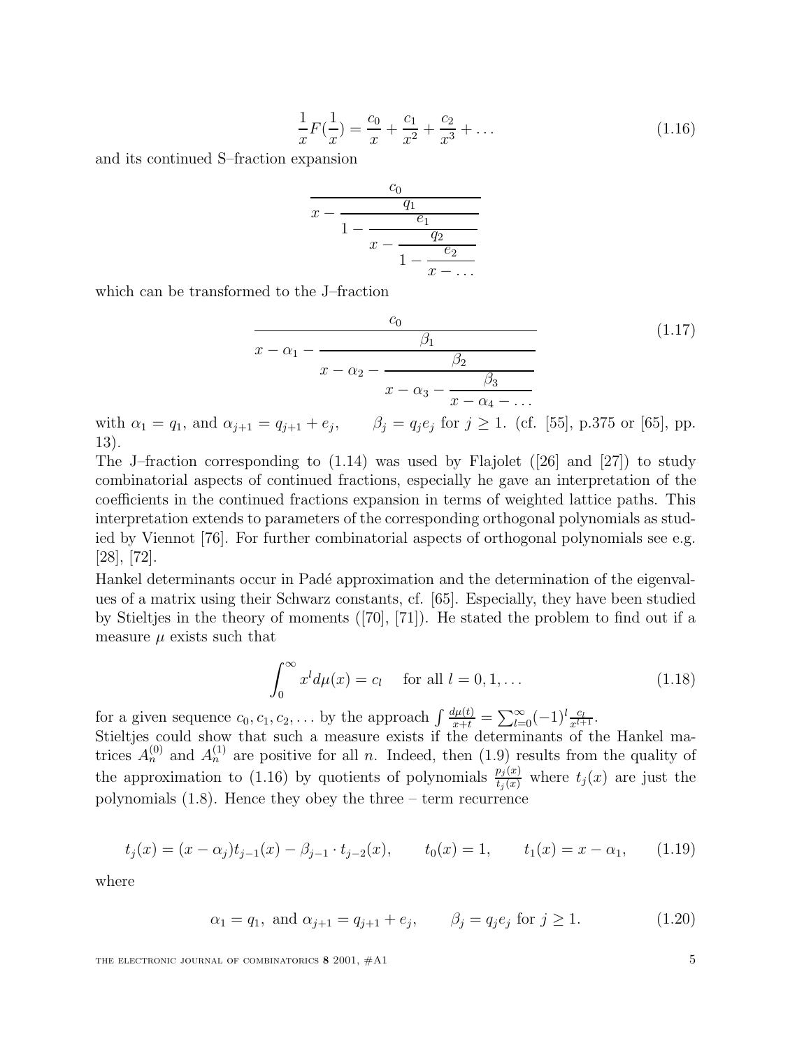$$\frac{1}{x}F(\frac{1}{x}) = \frac{c_0}{x} + \frac{c_1}{x^2} + \frac{c_2}{x^3} + \dots \tag{1.16}$$

and its continued S–fraction expansion

$$\cfrac{c_0}{x - \cfrac{q_1}{1 - \cfrac{e_1}{x - \cfrac{q_2}{1 - \cfrac{e_2}{x - \dots}}}}}$$

which can be transformed to the J–fraction

$$\cfrac{c_0}{x - \alpha_1 - \cfrac{\beta_1}{x - \alpha_2 - \cfrac{\beta_2}{x - \alpha_3 - \cfrac{\beta_3}{x - \alpha_4 - \dots}}}} \tag{1.17}$$

with $\alpha_1 = q_1$, and $\alpha_{j+1} = q_{j+1} + e_j$, $\quad \beta_j = q_j e_j$ for $j \geq 1$. (cf. [55], p.375 or [65], pp. 13).

The J–fraction corresponding to (1.14) was used by Flajolet ([26] and [27]) to study combinatorial aspects of continued fractions, especially he gave an interpretation of the coefficients in the continued fractions expansion in terms of weighted lattice paths. This interpretation extends to parameters of the corresponding orthogonal polynomials as studied by Viennot [76]. For further combinatorial aspects of orthogonal polynomials see e.g. [28], [72].

Hankel determinants occur in Padé approximation and the determination of the eigenvalues of a matrix using their Schwarz constants, cf. [65]. Especially, they have been studied by Stieltjes in the theory of moments ([70], [71]). He stated the problem to find out if a measure $\mu$ exists such that

$$\int_0^\infty x^l d\mu(x) = c_l \quad \text{for all } l = 0, 1, \dots \tag{1.18}$$

for a given sequence $c_0, c_1, c_2, \dots$ by the approach $\int \frac{d\mu(t)}{x+t} = \sum_{l=0}^\infty (-1)^l \frac{c_l}{x^{l+1}}$.

Stieltjes could show that such a measure exists if the determinants of the Hankel matrices $A_n^{(0)}$ and $A_n^{(1)}$ are positive for all $n$. Indeed, then (1.9) results from the quality of the approximation to (1.16) by quotients of polynomials $\frac{p_j(x)}{t_j(x)}$ where $t_j(x)$ are just the polynomials (1.8). Hence they obey the three – term recurrence

$$t_j(x) = (x - \alpha_j)t_{j-1}(x) - \beta_{j-1} \cdot t_{j-2}(x), \qquad t_0(x) = 1, \qquad t_1(x) = x - \alpha_1, \tag{1.19}$$

where

$$\alpha_1 = q_1, \text{ and } \alpha_{j+1} = q_{j+1} + e_j, \qquad \beta_j = q_j e_j \text{ for } j \geq 1. \tag{1.20}$$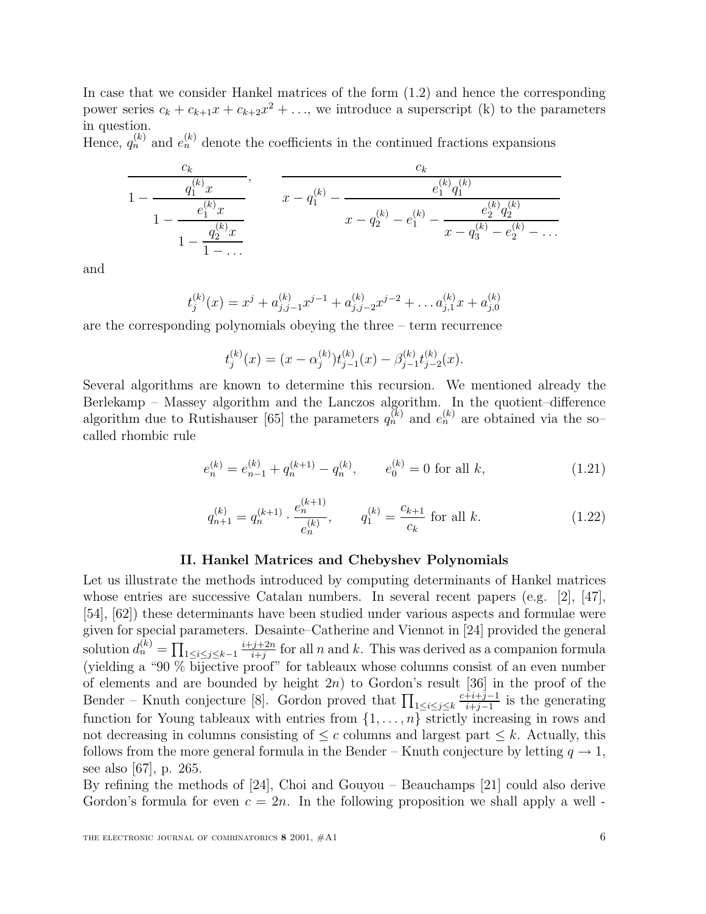In case that we consider Hankel matrices of the form (1.2) and hence the corresponding power series $c_k + c_{k+1}x + c_{k+2}x^2 + \ldots$, we introduce a superscript (k) to the parameters in question.
Hence, $q_n^{(k)}$ and $e_n^{(k)}$ denote the coefficients in the continued fractions expansions

$$\cfrac{c_k}{1 - \cfrac{q_1^{(k)}x}{1 - \cfrac{e_1^{(k)}x}{1 - \cfrac{q_2^{(k)}x}{1 - \ldots}}}}, \qquad \cfrac{c_k}{x - q_1^{(k)} - \cfrac{e_1^{(k)}q_1^{(k)}}{x - q_2^{(k)} - e_1^{(k)} - \cfrac{e_2^{(k)}q_2^{(k)}}{x - q_3^{(k)} - e_2^{(k)} - \ldots}}}$$

and

$$t_j^{(k)}(x) = x^j + a_{j,j-1}^{(k)}x^{j-1} + a_{j,j-2}^{(k)}x^{j-2} + \ldots a_{j,1}^{(k)}x + a_{j,0}^{(k)}$$

are the corresponding polynomials obeying the three – term recurrence

$$t_j^{(k)}(x) = (x - \alpha_j^{(k)})t_{j-1}^{(k)}(x) - \beta_{j-1}^{(k)}t_{j-2}^{(k)}(x).$$

Several algorithms are known to determine this recursion. We mentioned already the Berlekamp – Massey algorithm and the Lanczos algorithm. In the quotient–difference algorithm due to Rutishauser [65] the parameters $q_n^{(k)}$ and $e_n^{(k)}$ are obtained via the so–called rhombic rule

$$e_n^{(k)} = e_{n-1}^{(k)} + q_n^{(k+1)} - q_n^{(k)}, \qquad e_0^{(k)} = 0 \text{ for all } k, \tag{1.21}$$

$$q_{n+1}^{(k)} = q_n^{(k+1)} \cdot \frac{e_n^{(k+1)}}{e_n^{(k)}}, \qquad q_1^{(k)} = \frac{c_{k+1}}{c_k} \text{ for all } k. \tag{1.22}$$

## II. Hankel Matrices and Chebyshev Polynomials

Let us illustrate the methods introduced by computing determinants of Hankel matrices whose entries are successive Catalan numbers. In several recent papers (e.g. [2], [47], [54], [62]) these determinants have been studied under various aspects and formulae were given for special parameters. Desainte–Catherine and Viennot in [24] provided the general solution $d_n^{(k)} = \prod_{1 \le i \le j \le k-1} \frac{i+j+2n}{i+j}$ for all $n$ and $k$. This was derived as a companion formula (yielding a "90 % bijective proof" for tableaux whose columns consist of an even number of elements and are bounded by height $2n$) to Gordon's result [36] in the proof of the Bender – Knuth conjecture [8]. Gordon proved that $\prod_{1 \le i \le j \le k} \frac{c+i+j-1}{i+j-1}$ is the generating function for Young tableaux with entries from $\{1, \ldots, n\}$ strictly increasing in rows and not decreasing in columns consisting of $\le c$ columns and largest part $\le k$. Actually, this follows from the more general formula in the Bender – Knuth conjecture by letting $q \to 1$, see also [67], p. 265.
By refining the methods of [24], Choi and Gouyou – Beauchamps [21] could also derive Gordon's formula for even $c = 2n$. In the following proposition we shall apply a well -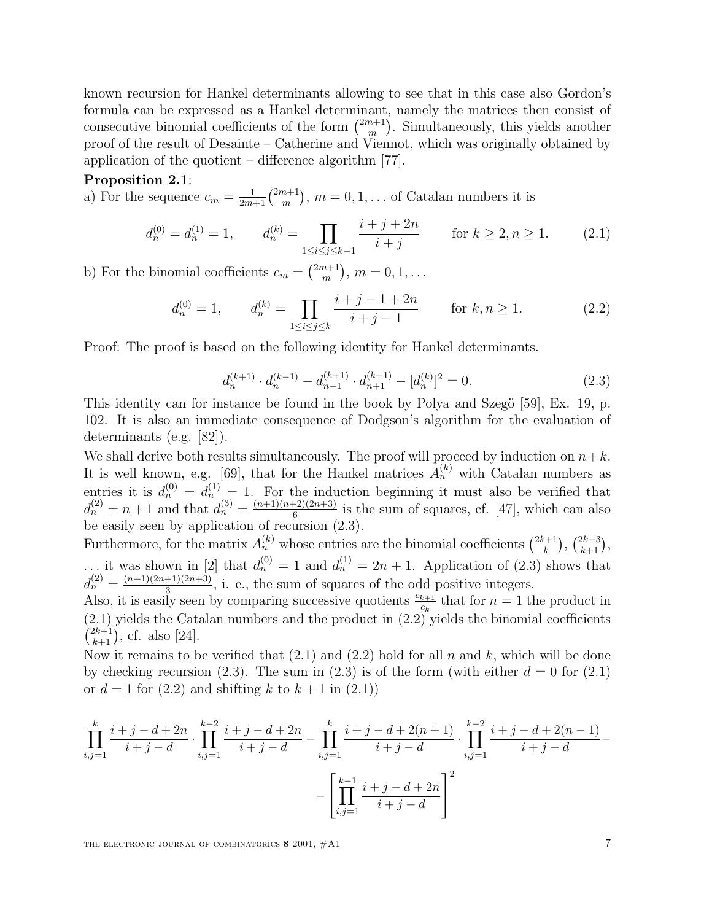known recursion for Hankel determinants allowing to see that in this case also Gordon's formula can be expressed as a Hankel determinant, namely the matrices then consist of consecutive binomial coefficients of the form $\binom{2m+1}{m}$. Simultaneously, this yields another proof of the result of Desainte – Catherine and Viennot, which was originally obtained by application of the quotient – difference algorithm [77].

**Proposition 2.1**:
a) For the sequence $c_m = \frac{1}{2m+1}\binom{2m+1}{m}$, $m = 0, 1, \ldots$ of Catalan numbers it is

$$d_n^{(0)} = d_n^{(1)} = 1, \qquad d_n^{(k)} = \prod_{1 \le i \le j \le k-1} \frac{i+j+2n}{i+j} \qquad \text{for } k \ge 2, n \ge 1. \tag{2.1}$$

b) For the binomial coefficients $c_m = \binom{2m+1}{m}$, $m = 0, 1, \ldots$

$$d_n^{(0)} = 1, \qquad d_n^{(k)} = \prod_{1 \le i \le j \le k} \frac{i+j-1+2n}{i+j-1} \qquad \text{for } k, n \ge 1. \tag{2.2}$$

Proof: The proof is based on the following identity for Hankel determinants.

$$d_n^{(k+1)} \cdot d_n^{(k-1)} - d_{n-1}^{(k+1)} \cdot d_{n+1}^{(k-1)} - [d_n^{(k)}]^2 = 0. \tag{2.3}$$

This identity can for instance be found in the book by Polya and Szegö [59], Ex. 19, p. 102. It is also an immediate consequence of Dodgson's algorithm for the evaluation of determinants (e.g. [82]).

We shall derive both results simultaneously. The proof will proceed by induction on $n+k$. It is well known, e.g. [69], that for the Hankel matrices $A_n^{(k)}$ with Catalan numbers as entries it is $d_n^{(0)} = d_n^{(1)} = 1$. For the induction beginning it must also be verified that $d_n^{(2)} = n+1$ and that $d_n^{(3)} = \frac{(n+1)(n+2)(2n+3)}{6}$ is the sum of squares, cf. [47], which can also be easily seen by application of recursion (2.3).

Furthermore, for the matrix $A_n^{(k)}$ whose entries are the binomial coefficients $\binom{2k+1}{k}$, $\binom{2k+3}{k+1}$, $\ldots$ it was shown in [2] that $d_n^{(0)} = 1$ and $d_n^{(1)} = 2n+1$. Application of (2.3) shows that $d_n^{(2)} = \frac{(n+1)(2n+1)(2n+3)}{3}$, i. e., the sum of squares of the odd positive integers.

Also, it is easily seen by comparing successive quotients $\frac{c_{k+1}}{c_k}$ that for $n = 1$ the product in (2.1) yields the Catalan numbers and the product in (2.2) yields the binomial coefficients $\binom{2k+1}{k+1}$, cf. also [24].

Now it remains to be verified that (2.1) and (2.2) hold for all $n$ and $k$, which will be done by checking recursion (2.3). The sum in (2.3) is of the form (with either $d = 0$ for (2.1) or $d = 1$ for (2.2) and shifting $k$ to $k+1$ in (2.1))

$$\prod_{i,j=1}^{k} \frac{i+j-d+2n}{i+j-d} \cdot \prod_{i,j=1}^{k-2} \frac{i+j-d+2n}{i+j-d} - \prod_{i,j=1}^{k} \frac{i+j-d+2(n+1)}{i+j-d} \cdot \prod_{i,j=1}^{k-2} \frac{i+j-d+2(n-1)}{i+j-d} -$$

$$- \left[ \prod_{i,j=1}^{k-1} \frac{i+j-d+2n}{i+j-d} \right]^2$$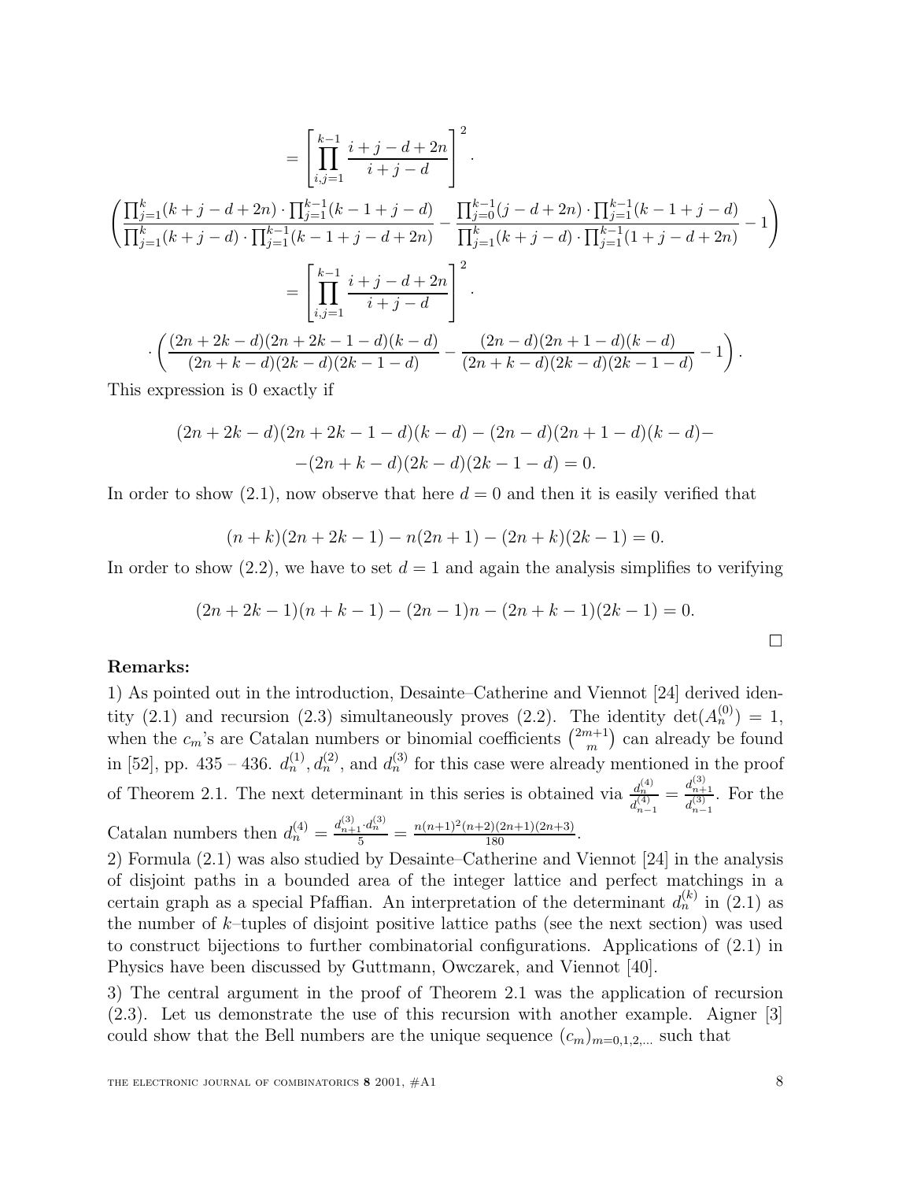$$= \left[ \prod_{i,j=1}^{k-1} \frac{i+j-d+2n}{i+j-d} \right]^2 \cdot$$

$$\left( \frac{\prod_{j=1}^{k}(k+j-d+2n) \cdot \prod_{j=1}^{k-1}(k-1+j-d)}{\prod_{j=1}^{k}(k+j-d) \cdot \prod_{j=1}^{k-1}(k-1+j-d+2n)} - \frac{\prod_{j=0}^{k-1}(j-d+2n) \cdot \prod_{j=1}^{k-1}(k-1+j-d)}{\prod_{j=1}^{k}(k+j-d) \cdot \prod_{j=1}^{k-1}(1+j-d+2n)} - 1 \right)$$

$$= \left[ \prod_{i,j=1}^{k-1} \frac{i+j-d+2n}{i+j-d} \right]^2 \cdot$$

$$\cdot \left( \frac{(2n+2k-d)(2n+2k-1-d)(k-d)}{(2n+k-d)(2k-d)(2k-1-d)} - \frac{(2n-d)(2n+1-d)(k-d)}{(2n+k-d)(2k-d)(2k-1-d)} - 1 \right).$$

This expression is 0 exactly if

$$(2n+2k-d)(2n+2k-1-d)(k-d) - (2n-d)(2n+1-d)(k-d) -$$
$$-(2n+k-d)(2k-d)(2k-1-d) = 0.$$

In order to show (2.1), now observe that here $d = 0$ and then it is easily verified that

$$(n+k)(2n+2k-1) - n(2n+1) - (2n+k)(2k-1) = 0.$$

In order to show (2.2), we have to set $d = 1$ and again the analysis simplifies to verifying

$$(2n+2k-1)(n+k-1) - (2n-1)n - (2n+k-1)(2k-1) = 0.$$

□

**Remarks:**

1) As pointed out in the introduction, Desainte–Catherine and Viennot [24] derived identity (2.1) and recursion (2.3) simultaneously proves (2.2). The identity $\det(A_n^{(0)}) = 1$, when the $c_m$'s are Catalan numbers or binomial coefficients $\binom{2m+1}{m}$ can already be found in [52], pp. 435 – 436. $d_n^{(1)}, d_n^{(2)}$, and $d_n^{(3)}$ for this case were already mentioned in the proof of Theorem 2.1. The next determinant in this series is obtained via $\frac{d_n^{(4)}}{d_{n-1}^{(4)}} = \frac{d_{n+1}^{(3)}}{d_{n-1}^{(3)}}$. For the Catalan numbers then $d_n^{(4)} = \frac{d_{n+1}^{(3)} \cdot d_n^{(3)}}{5} = \frac{n(n+1)^2(n+2)(2n+1)(2n+3)}{180}$.

2) Formula (2.1) was also studied by Desainte–Catherine and Viennot [24] in the analysis of disjoint paths in a bounded area of the integer lattice and perfect matchings in a certain graph as a special Pfaffian. An interpretation of the determinant $d_n^{(k)}$ in (2.1) as the number of $k$–tuples of disjoint positive lattice paths (see the next section) was used to construct bijections to further combinatorial configurations. Applications of (2.1) in Physics have been discussed by Guttmann, Owczarek, and Viennot [40].

3) The central argument in the proof of Theorem 2.1 was the application of recursion (2.3). Let us demonstrate the use of this recursion with another example. Aigner [3] could show that the Bell numbers are the unique sequence $(c_m)_{m=0,1,2,\ldots}$ such that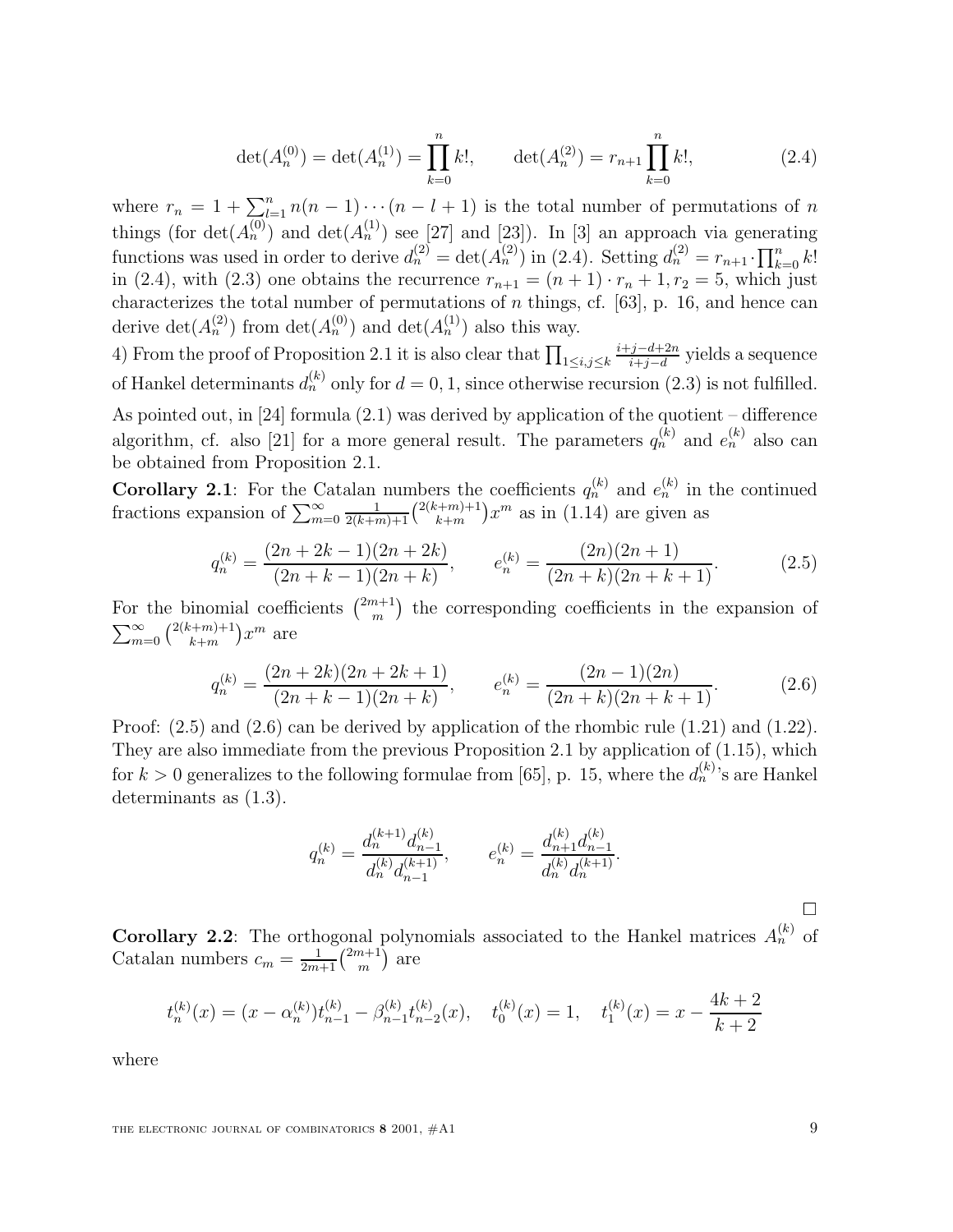$$\det(A_n^{(0)}) = \det(A_n^{(1)}) = \prod_{k=0}^{n} k!, \qquad \det(A_n^{(2)}) = r_{n+1} \prod_{k=0}^{n} k!, \tag{2.4}$$

where $r_n = 1 + \sum_{l=1}^{n} n(n-1)\cdots(n-l+1)$ is the total number of permutations of $n$ things (for $\det(A_n^{(0)})$ and $\det(A_n^{(1)})$ see [27] and [23]). In [3] an approach via generating functions was used in order to derive $d_n^{(2)} = \det(A_n^{(2)})$ in (2.4). Setting $d_n^{(2)} = r_{n+1} \cdot \prod_{k=0}^{n} k!$ in (2.4), with (2.3) one obtains the recurrence $r_{n+1} = (n+1) \cdot r_n + 1, r_2 = 5$, which just characterizes the total number of permutations of $n$ things, cf. [63], p. 16, and hence can derive $\det(A_n^{(2)})$ from $\det(A_n^{(0)})$ and $\det(A_n^{(1)})$ also this way.

4) From the proof of Proposition 2.1 it is also clear that $\prod_{1 \le i,j \le k} \frac{i+j-d+2n}{i+j-d}$ yields a sequence of Hankel determinants $d_n^{(k)}$ only for $d = 0, 1$, since otherwise recursion (2.3) is not fulfilled.

As pointed out, in [24] formula (2.1) was derived by application of the quotient – difference algorithm, cf. also [21] for a more general result. The parameters $q_n^{(k)}$ and $e_n^{(k)}$ also can be obtained from Proposition 2.1.

**Corollary 2.1**: For the Catalan numbers the coefficients $q_n^{(k)}$ and $e_n^{(k)}$ in the continued fractions expansion of $\sum_{m=0}^{\infty} \frac{1}{2(k+m)+1}\binom{2(k+m)+1}{k+m} x^m$ as in (1.14) are given as

$$q_n^{(k)} = \frac{(2n+2k-1)(2n+2k)}{(2n+k-1)(2n+k)}, \qquad e_n^{(k)} = \frac{(2n)(2n+1)}{(2n+k)(2n+k+1)}. \tag{2.5}$$

For the binomial coefficients $\binom{2m+1}{m}$ the corresponding coefficients in the expansion of $\sum_{m=0}^{\infty} \binom{2(k+m)+1}{k+m} x^m$ are

$$q_n^{(k)} = \frac{(2n+2k)(2n+2k+1)}{(2n+k-1)(2n+k)}, \qquad e_n^{(k)} = \frac{(2n-1)(2n)}{(2n+k)(2n+k+1)}. \tag{2.6}$$

Proof: (2.5) and (2.6) can be derived by application of the rhombic rule (1.21) and (1.22). They are also immediate from the previous Proposition 2.1 by application of (1.15), which for $k > 0$ generalizes to the following formulae from [65], p. 15, where the $d_n^{(k)}$'s are Hankel determinants as (1.3).

$$q_n^{(k)} = \frac{d_n^{(k+1)} d_{n-1}^{(k)}}{d_n^{(k)} d_{n-1}^{(k+1)}}, \qquad e_n^{(k)} = \frac{d_{n+1}^{(k)} d_{n-1}^{(k)}}{d_n^{(k)} d_n^{(k+1)}}.$$

□

**Corollary 2.2**: The orthogonal polynomials associated to the Hankel matrices $A_n^{(k)}$ of Catalan numbers $c_m = \frac{1}{2m+1}\binom{2m+1}{m}$ are

$$t_n^{(k)}(x) = (x - \alpha_n^{(k)}) t_{n-1}^{(k)} - \beta_{n-1}^{(k)} t_{n-2}^{(k)}(x), \quad t_0^{(k)}(x) = 1, \quad t_1^{(k)}(x) = x - \frac{4k+2}{k+2}$$

where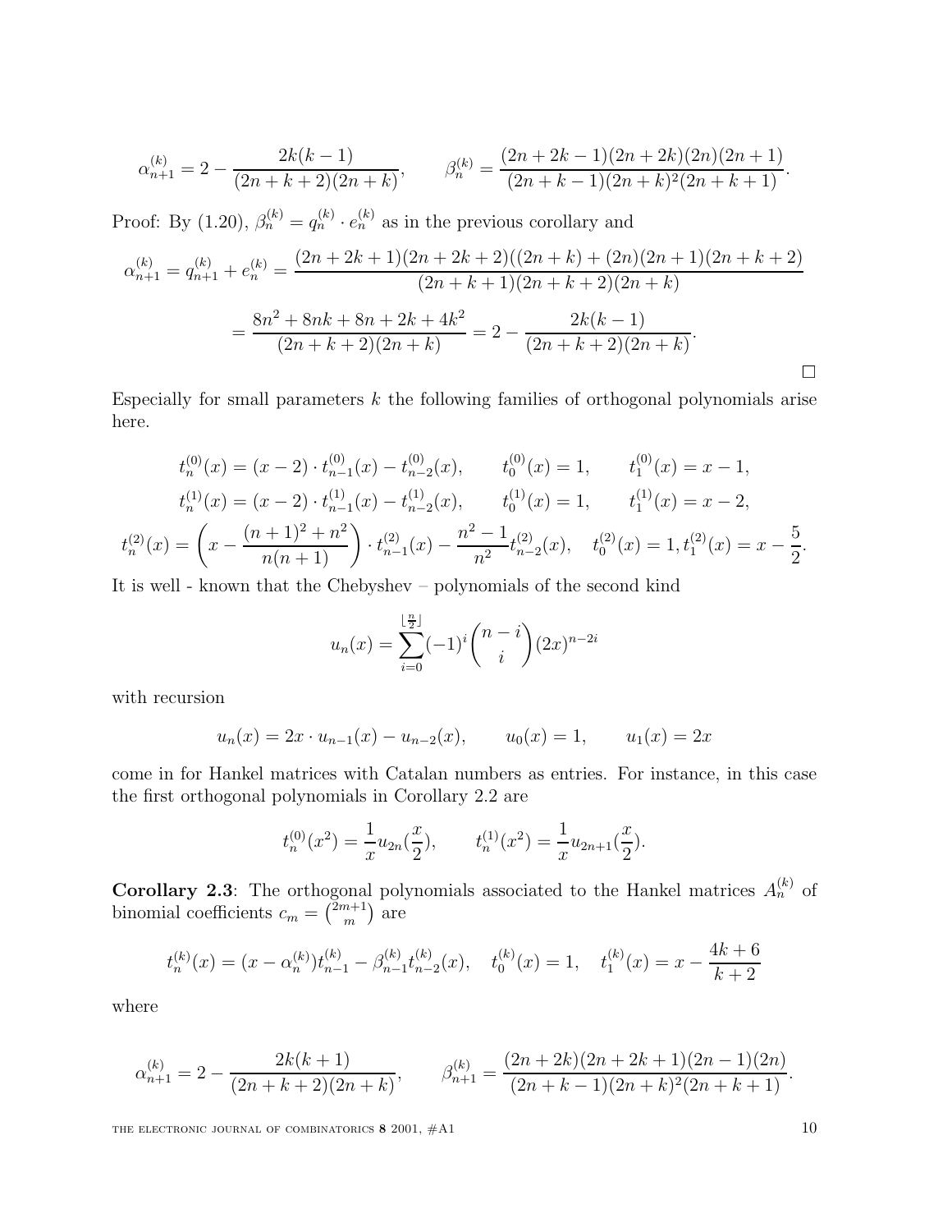$$\alpha_{n+1}^{(k)} = 2 - \frac{2k(k-1)}{(2n+k+2)(2n+k)}, \qquad \beta_n^{(k)} = \frac{(2n+2k-1)(2n+2k)(2n)(2n+1)}{(2n+k-1)(2n+k)^2(2n+k+1)}.$$

Proof: By (1.20), $\beta_n^{(k)} = q_n^{(k)} \cdot e_n^{(k)}$ as in the previous corollary and

$$\alpha_{n+1}^{(k)} = q_{n+1}^{(k)} + e_n^{(k)} = \frac{(2n+2k+1)(2n+2k+2)((2n+k)+(2n)(2n+1)(2n+k+2)}{(2n+k+1)(2n+k+2)(2n+k)}$$

$$= \frac{8n^2+8nk+8n+2k+4k^2}{(2n+k+2)(2n+k)} = 2 - \frac{2k(k-1)}{(2n+k+2)(2n+k)}.$$

□

Especially for small parameters $k$ the following families of orthogonal polynomials arise here.

$$t_n^{(0)}(x) = (x-2) \cdot t_{n-1}^{(0)}(x) - t_{n-2}^{(0)}(x), \qquad t_0^{(0)}(x) = 1, \qquad t_1^{(0)}(x) = x-1,$$

$$t_n^{(1)}(x) = (x-2) \cdot t_{n-1}^{(1)}(x) - t_{n-2}^{(1)}(x), \qquad t_0^{(1)}(x) = 1, \qquad t_1^{(1)}(x) = x-2,$$

$$t_n^{(2)}(x) = \left(x - \frac{(n+1)^2+n^2}{n(n+1)}\right) \cdot t_{n-1}^{(2)}(x) - \frac{n^2-1}{n^2} t_{n-2}^{(2)}(x), \quad t_0^{(2)}(x) = 1, t_1^{(2)}(x) = x - \frac{5}{2}.$$

It is well - known that the Chebyshev – polynomials of the second kind

$$u_n(x) = \sum_{i=0}^{\lfloor \frac{n}{2} \rfloor} (-1)^i \binom{n-i}{i} (2x)^{n-2i}$$

with recursion

$$u_n(x) = 2x \cdot u_{n-1}(x) - u_{n-2}(x), \qquad u_0(x) = 1, \qquad u_1(x) = 2x$$

come in for Hankel matrices with Catalan numbers as entries. For instance, in this case the first orthogonal polynomials in Corollary 2.2 are

$$t_n^{(0)}(x^2) = \frac{1}{x} u_{2n}(\frac{x}{2}), \qquad t_n^{(1)}(x^2) = \frac{1}{x} u_{2n+1}(\frac{x}{2}).$$

**Corollary 2.3**: The orthogonal polynomials associated to the Hankel matrices $A_n^{(k)}$ of binomial coefficients $c_m = \binom{2m+1}{m}$ are

$$t_n^{(k)}(x) = (x - \alpha_n^{(k)}) t_{n-1}^{(k)} - \beta_{n-1}^{(k)} t_{n-2}^{(k)}(x), \quad t_0^{(k)}(x) = 1, \quad t_1^{(k)}(x) = x - \frac{4k+6}{k+2}$$

where

$$\alpha_{n+1}^{(k)} = 2 - \frac{2k(k+1)}{(2n+k+2)(2n+k)}, \qquad \beta_{n+1}^{(k)} = \frac{(2n+2k)(2n+2k+1)(2n-1)(2n)}{(2n+k-1)(2n+k)^2(2n+k+1)}.$$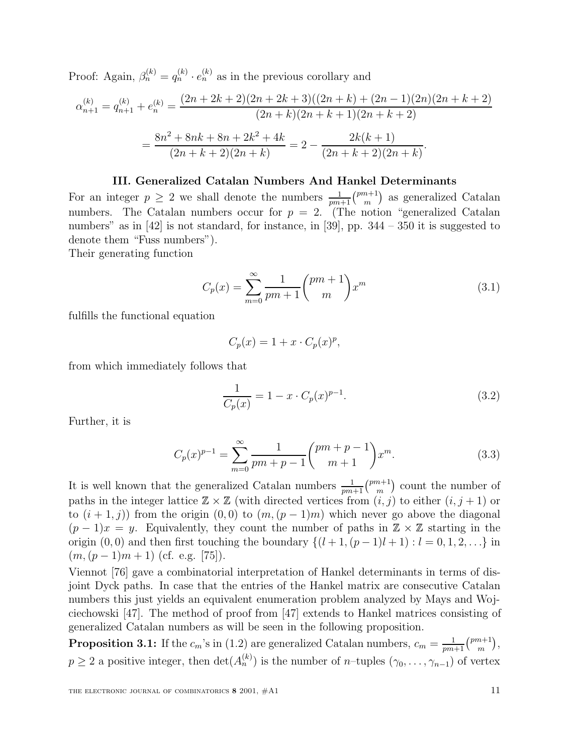Proof: Again, $\beta_n^{(k)} = q_n^{(k)} \cdot e_n^{(k)}$ as in the previous corollary and

$$\alpha_{n+1}^{(k)} = q_{n+1}^{(k)} + e_n^{(k)} = \frac{(2n+2k+2)(2n+2k+3)((2n+k)+(2n-1)(2n)(2n+k+2)}{(2n+k)(2n+k+1)(2n+k+2)}$$

$$= \frac{8n^2+8nk+8n+2k^2+4k}{(2n+k+2)(2n+k)} = 2 - \frac{2k(k+1)}{(2n+k+2)(2n+k)}.$$

### III. Generalized Catalan Numbers And Hankel Determinants

For an integer $p \geq 2$ we shall denote the numbers $\frac{1}{pm+1}\binom{pm+1}{m}$ as generalized Catalan numbers. The Catalan numbers occur for $p = 2$. (The notion "generalized Catalan numbers" as in [42] is not standard, for instance, in [39], pp. 344 – 350 it is suggested to denote them "Fuss numbers").

Their generating function

$$C_p(x) = \sum_{m=0}^{\infty} \frac{1}{pm+1}\binom{pm+1}{m} x^m \tag{3.1}$$

fulfills the functional equation

$$C_p(x) = 1 + x \cdot C_p(x)^p,$$

from which immediately follows that

$$\frac{1}{C_p(x)} = 1 - x \cdot C_p(x)^{p-1}. \tag{3.2}$$

Further, it is

$$C_p(x)^{p-1} = \sum_{m=0}^{\infty} \frac{1}{pm+p-1}\binom{pm+p-1}{m+1} x^m. \tag{3.3}$$

It is well known that the generalized Catalan numbers $\frac{1}{pm+1}\binom{pm+1}{m}$ count the number of paths in the integer lattice $\mathbb{Z} \times \mathbb{Z}$ (with directed vertices from $(i, j)$ to either $(i, j+1)$ or to $(i+1, j)$) from the origin $(0, 0)$ to $(m, (p-1)m)$ which never go above the diagonal $(p-1)x = y$. Equivalently, they count the number of paths in $\mathbb{Z} \times \mathbb{Z}$ starting in the origin $(0, 0)$ and then first touching the boundary $\{(l+1, (p-1)l+1) : l = 0, 1, 2, \ldots\}$ in $(m, (p-1)m+1)$ (cf. e.g. [75]).

Viennot [76] gave a combinatorial interpretation of Hankel determinants in terms of disjoint Dyck paths. In case that the entries of the Hankel matrix are consecutive Catalan numbers this just yields an equivalent enumeration problem analyzed by Mays and Wojciechowski [47]. The method of proof from [47] extends to Hankel matrices consisting of generalized Catalan numbers as will be seen in the following proposition.

**Proposition 3.1:** If the $c_m$'s in (1.2) are generalized Catalan numbers, $c_m = \frac{1}{pm+1}\binom{pm+1}{m}$, $p \geq 2$ a positive integer, then $\det(A_n^{(k)})$ is the number of $n$–tuples $(\gamma_0, \ldots, \gamma_{n-1})$ of vertex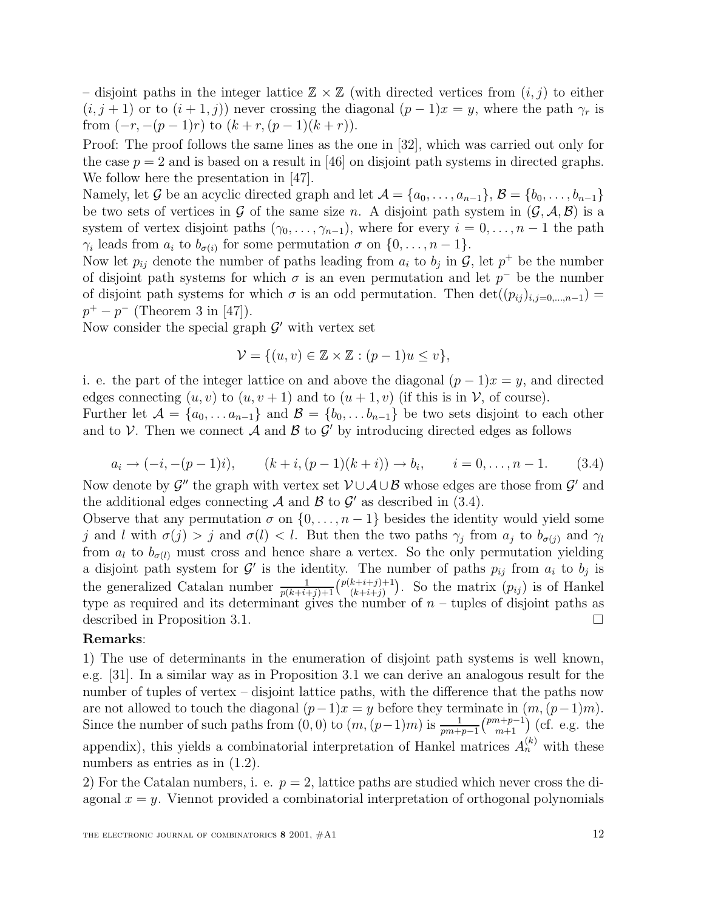– disjoint paths in the integer lattice $\mathbb{Z} \times \mathbb{Z}$ (with directed vertices from $(i, j)$ to either $(i, j+1)$ or to $(i+1, j)$) never crossing the diagonal $(p-1)x = y$, where the path $\gamma_r$ is from $(-r, -(p-1)r)$ to $(k+r, (p-1)(k+r))$.

Proof: The proof follows the same lines as the one in [32], which was carried out only for the case $p = 2$ and is based on a result in [46] on disjoint path systems in directed graphs. We follow here the presentation in [47].

Namely, let $\mathcal{G}$ be an acyclic directed graph and let $\mathcal{A} = \{a_0, \ldots, a_{n-1}\}$, $\mathcal{B} = \{b_0, \ldots, b_{n-1}\}$ be two sets of vertices in $\mathcal{G}$ of the same size $n$. A disjoint path system in $(\mathcal{G}, \mathcal{A}, \mathcal{B})$ is a system of vertex disjoint paths $(\gamma_0, \ldots, \gamma_{n-1})$, where for every $i = 0, \ldots, n-1$ the path $\gamma_i$ leads from $a_i$ to $b_{\sigma(i)}$ for some permutation $\sigma$ on $\{0, \ldots, n-1\}$.

Now let $p_{ij}$ denote the number of paths leading from $a_i$ to $b_j$ in $\mathcal{G}$, let $p^+$ be the number of disjoint path systems for which $\sigma$ is an even permutation and let $p^-$ be the number of disjoint path systems for which $\sigma$ is an odd permutation. Then $\det((p_{ij})_{i,j=0,\ldots,n-1}) = p^+ - p^-$ (Theorem 3 in [47]).

Now consider the special graph $\mathcal{G}'$ with vertex set

$$\mathcal{V} = \{(u, v) \in \mathbb{Z} \times \mathbb{Z} : (p-1)u \leq v\},$$

i. e. the part of the integer lattice on and above the diagonal $(p-1)x = y$, and directed edges connecting $(u, v)$ to $(u, v+1)$ and to $(u+1, v)$ (if this is in $\mathcal{V}$, of course).

Further let $\mathcal{A} = \{a_0, \ldots a_{n-1}\}$ and $\mathcal{B} = \{b_0, \ldots b_{n-1}\}$ be two sets disjoint to each other and to $\mathcal{V}$. Then we connect $\mathcal{A}$ and $\mathcal{B}$ to $\mathcal{G}'$ by introducing directed edges as follows

$$a_i \to (-i, -(p-1)i), \qquad (k+i, (p-1)(k+i)) \to b_i, \qquad i = 0, \ldots, n-1. \tag{3.4}$$

Now denote by $\mathcal{G}''$ the graph with vertex set $\mathcal{V} \cup \mathcal{A} \cup \mathcal{B}$ whose edges are those from $\mathcal{G}'$ and the additional edges connecting $\mathcal{A}$ and $\mathcal{B}$ to $\mathcal{G}'$ as described in (3.4).

Observe that any permutation $\sigma$ on $\{0, \ldots, n-1\}$ besides the identity would yield some $j$ and $l$ with $\sigma(j) > j$ and $\sigma(l) < l$. But then the two paths $\gamma_j$ from $a_j$ to $b_{\sigma(j)}$ and $\gamma_l$ from $a_l$ to $b_{\sigma(l)}$ must cross and hence share a vertex. So the only permutation yielding a disjoint path system for $\mathcal{G}'$ is the identity. The number of paths $p_{ij}$ from $a_i$ to $b_j$ is the generalized Catalan number $\frac{1}{p(k+i+j)+1}\binom{p(k+i+j)+1}{(k+i+j)}$. So the matrix $(p_{ij})$ is of Hankel type as required and its determinant gives the number of $n$ – tuples of disjoint paths as described in Proposition 3.1. $\square$

**Remarks**:

1) The use of determinants in the enumeration of disjoint path systems is well known, e.g. [31]. In a similar way as in Proposition 3.1 we can derive an analogous result for the number of tuples of vertex – disjoint lattice paths, with the difference that the paths now are not allowed to touch the diagonal $(p-1)x = y$ before they terminate in $(m, (p-1)m)$. Since the number of such paths from $(0,0)$ to $(m, (p-1)m)$ is $\frac{1}{pm+p-1}\binom{pm+p-1}{m+1}$ (cf. e.g. the appendix), this yields a combinatorial interpretation of Hankel matrices $A_n^{(k)}$ with these numbers as entries as in (1.2).

2) For the Catalan numbers, i. e. $p = 2$, lattice paths are studied which never cross the diagonal $x = y$. Viennot provided a combinatorial interpretation of orthogonal polynomials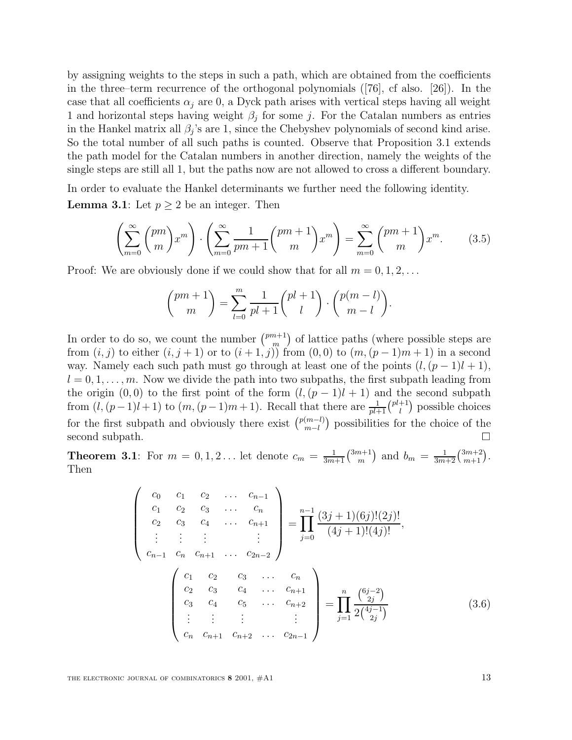by assigning weights to the steps in such a path, which are obtained from the coefficients in the three–term recurrence of the orthogonal polynomials ([76], cf also. [26]). In the case that all coefficients $\alpha_j$ are 0, a Dyck path arises with vertical steps having all weight 1 and horizontal steps having weight $\beta_j$ for some $j$. For the Catalan numbers as entries in the Hankel matrix all $\beta_j$'s are 1, since the Chebyshev polynomials of second kind arise. So the total number of all such paths is counted. Observe that Proposition 3.1 extends the path model for the Catalan numbers in another direction, namely the weights of the single steps are still all 1, but the paths now are not allowed to cross a different boundary.

In order to evaluate the Hankel determinants we further need the following identity.

**Lemma 3.1**: Let $p \geq 2$ be an integer. Then

$$\left(\sum_{m=0}^{\infty} \binom{pm}{m} x^m\right) \cdot \left(\sum_{m=0}^{\infty} \frac{1}{pm+1} \binom{pm+1}{m} x^m\right) = \sum_{m=0}^{\infty} \binom{pm+1}{m} x^m. \tag{3.5}$$

Proof: We are obviously done if we could show that for all $m = 0, 1, 2, \ldots$

$$\binom{pm+1}{m} = \sum_{l=0}^{m} \frac{1}{pl+1} \binom{pl+1}{l} \cdot \binom{p(m-l)}{m-l}.$$

In order to do so, we count the number $\binom{pm+1}{m}$ of lattice paths (where possible steps are from $(i,j)$ to either $(i,j+1)$ or to $(i+1,j)$) from $(0,0)$ to $(m,(p-1)m+1)$ in a second way. Namely each such path must go through at least one of the points $(l,(p-1)l+1)$, $l = 0, 1, \ldots, m$. Now we divide the path into two subpaths, the first subpath leading from the origin $(0,0)$ to the first point of the form $(l,(p-1)l+1)$ and the second subpath from $(l,(p-1)l+1)$ to $(m,(p-1)m+1)$. Recall that there are $\frac{1}{pl+1}\binom{pl+1}{l}$ possible choices for the first subpath and obviously there exist $\binom{p(m-l)}{m-l}$ possibilities for the choice of the second subpath. $\square$

**Theorem 3.1**: For $m = 0, 1, 2 \ldots$ let denote $c_m = \frac{1}{3m+1}\binom{3m+1}{m}$ and $b_m = \frac{1}{3m+2}\binom{3m+2}{m+1}$. Then

$$\begin{pmatrix} c_0 & c_1 & c_2 & \ldots & c_{n-1} \\ c_1 & c_2 & c_3 & \ldots & c_n \\ c_2 & c_3 & c_4 & \ldots & c_{n+1} \\ \vdots & \vdots & \vdots & & \vdots \\ c_{n-1} & c_n & c_{n+1} & \ldots & c_{2n-2} \end{pmatrix} = \prod_{j=0}^{n-1} \frac{(3j+1)(6j)!(2j)!}{(4j+1)!(4j)!},$$

$$\begin{pmatrix} c_1 & c_2 & c_3 & \ldots & c_n \\ c_2 & c_3 & c_4 & \ldots & c_{n+1} \\ c_3 & c_4 & c_5 & \ldots & c_{n+2} \\ \vdots & \vdots & \vdots & & \vdots \\ c_n & c_{n+1} & c_{n+2} & \ldots & c_{2n-1} \end{pmatrix} = \prod_{j=1}^{n} \frac{\binom{6j-2}{2j}}{2\binom{4j-1}{2j}} \tag{3.6}$$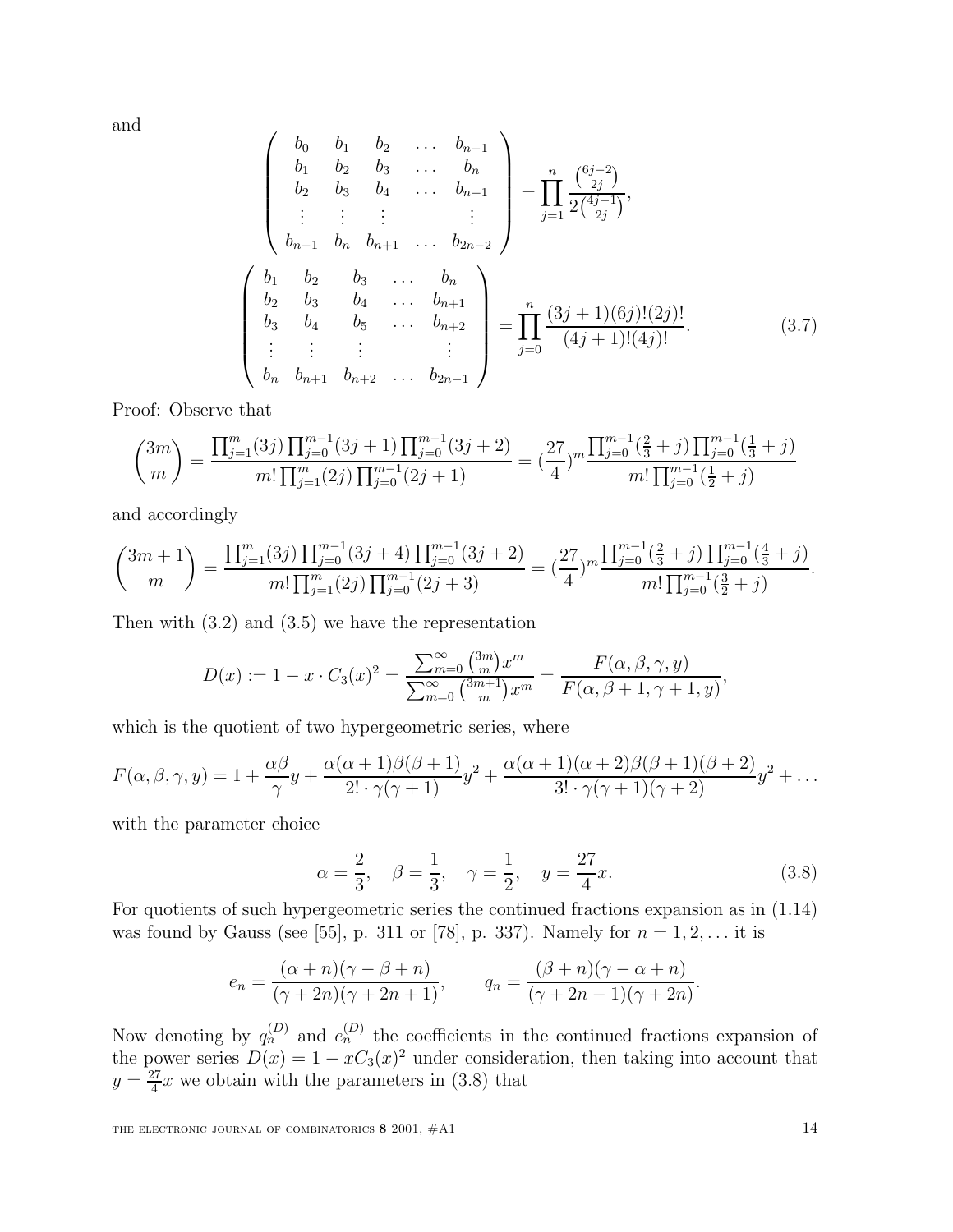and

$$\begin{pmatrix} b_0 & b_1 & b_2 & \dots & b_{n-1} \\ b_1 & b_2 & b_3 & \dots & b_n \\ b_2 & b_3 & b_4 & \dots & b_{n+1} \\ \vdots & \vdots & \vdots & & \vdots \\ b_{n-1} & b_n & b_{n+1} & \dots & b_{2n-2} \end{pmatrix} = \prod_{j=1}^{n} \frac{\binom{6j-2}{2j}}{2\binom{4j-1}{2j}},$$

$$\begin{pmatrix} b_1 & b_2 & b_3 & \dots & b_n \\ b_2 & b_3 & b_4 & \dots & b_{n+1} \\ b_3 & b_4 & b_5 & \dots & b_{n+2} \\ \vdots & \vdots & \vdots & & \vdots \\ b_n & b_{n+1} & b_{n+2} & \dots & b_{2n-1} \end{pmatrix} = \prod_{j=0}^{n} \frac{(3j+1)(6j)!(2j)!}{(4j+1)!(4j)!}. \tag{3.7}$$

Proof: Observe that

$$\binom{3m}{m} = \frac{\prod_{j=1}^{m}(3j)\prod_{j=0}^{m-1}(3j+1)\prod_{j=0}^{m-1}(3j+2)}{m!\prod_{j=1}^{m}(2j)\prod_{j=0}^{m-1}(2j+1)} = (\frac{27}{4})^m \frac{\prod_{j=0}^{m-1}(\frac{2}{3}+j)\prod_{j=0}^{m-1}(\frac{1}{3}+j)}{m!\prod_{j=0}^{m-1}(\frac{1}{2}+j)}$$

and accordingly

$$\binom{3m+1}{m} = \frac{\prod_{j=1}^{m}(3j)\prod_{j=0}^{m-1}(3j+4)\prod_{j=0}^{m-1}(3j+2)}{m!\prod_{j=1}^{m}(2j)\prod_{j=0}^{m-1}(2j+3)} = (\frac{27}{4})^m \frac{\prod_{j=0}^{m-1}(\frac{2}{3}+j)\prod_{j=0}^{m-1}(\frac{4}{3}+j)}{m!\prod_{j=0}^{m-1}(\frac{3}{2}+j)}.$$

Then with (3.2) and (3.5) we have the representation

$$D(x) := 1 - x\cdot C_3(x)^2 = \frac{\sum_{m=0}^{\infty}\binom{3m}{m}x^m}{\sum_{m=0}^{\infty}\binom{3m+1}{m}x^m} = \frac{F(\alpha,\beta,\gamma,y)}{F(\alpha,\beta+1,\gamma+1,y)},$$

which is the quotient of two hypergeometric series, where

$$F(\alpha,\beta,\gamma,y) = 1 + \frac{\alpha\beta}{\gamma}y + \frac{\alpha(\alpha+1)\beta(\beta+1)}{2!\cdot\gamma(\gamma+1)}y^2 + \frac{\alpha(\alpha+1)(\alpha+2)\beta(\beta+1)(\beta+2)}{3!\cdot\gamma(\gamma+1)(\gamma+2)}y^2 + \dots$$

with the parameter choice

$$\alpha = \frac{2}{3}, \quad \beta = \frac{1}{3}, \quad \gamma = \frac{1}{2}, \quad y = \frac{27}{4}x. \tag{3.8}$$

For quotients of such hypergeometric series the continued fractions expansion as in (1.14) was found by Gauss (see [55], p. 311 or [78], p. 337). Namely for $n = 1, 2, \dots$ it is

$$e_n = \frac{(\alpha+n)(\gamma-\beta+n)}{(\gamma+2n)(\gamma+2n+1)}, \qquad q_n = \frac{(\beta+n)(\gamma-\alpha+n)}{(\gamma+2n-1)(\gamma+2n)}.$$

Now denoting by $q_n^{(D)}$ and $e_n^{(D)}$ the coefficients in the continued fractions expansion of the power series $D(x) = 1 - xC_3(x)^2$ under consideration, then taking into account that $y = \frac{27}{4}x$ we obtain with the parameters in (3.8) that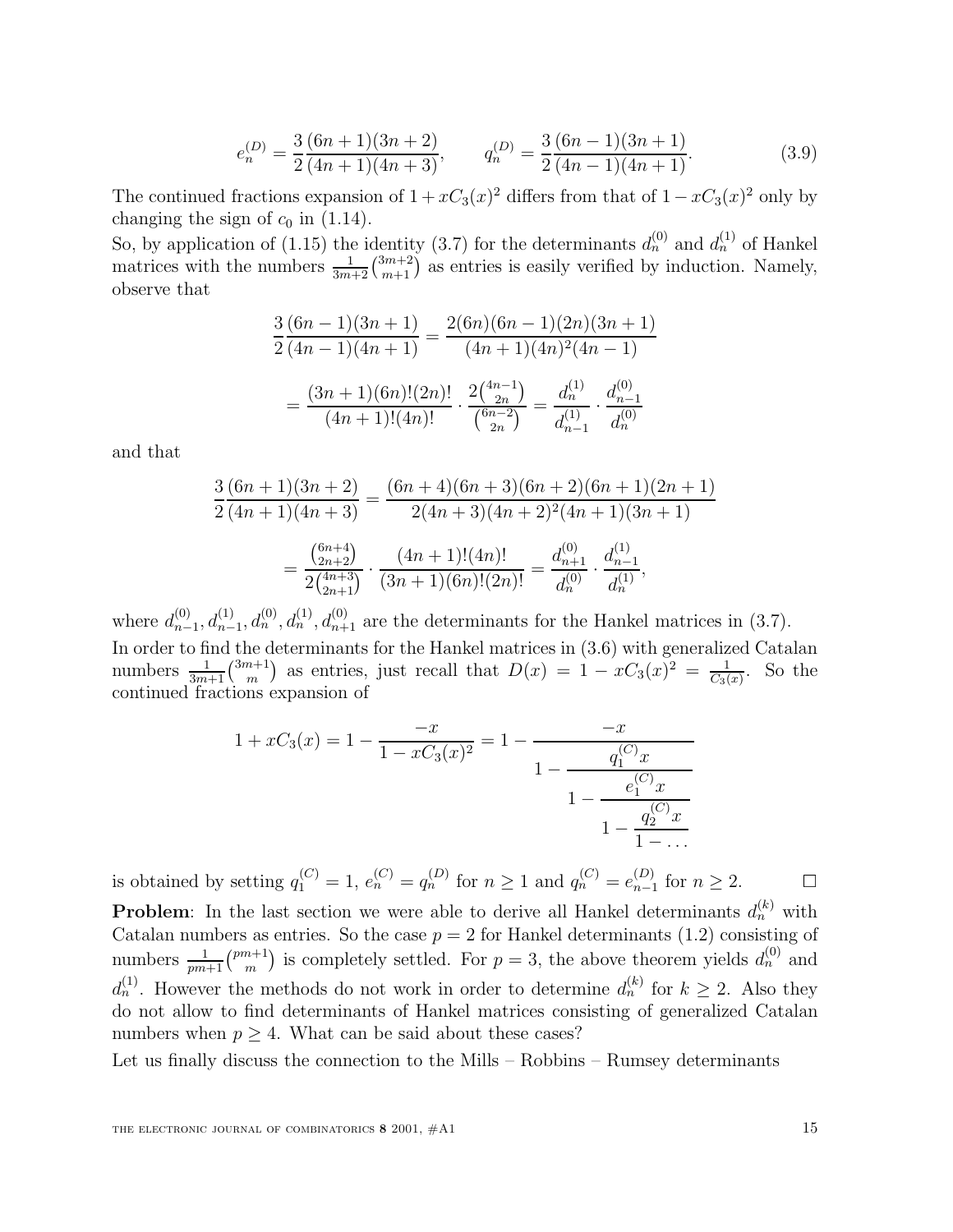$$e_n^{(D)} = \frac{3}{2}\frac{(6n+1)(3n+2)}{(4n+1)(4n+3)}, \qquad q_n^{(D)} = \frac{3}{2}\frac{(6n-1)(3n+1)}{(4n-1)(4n+1)}. \tag{3.9}$$

The continued fractions expansion of $1 + xC_3(x)^2$ differs from that of $1 - xC_3(x)^2$ only by changing the sign of $c_0$ in (1.14).

So, by application of (1.15) the identity (3.7) for the determinants $d_n^{(0)}$ and $d_n^{(1)}$ of Hankel matrices with the numbers $\frac{1}{3m+2}\binom{3m+2}{m+1}$ as entries is easily verified by induction. Namely, observe that

$$\frac{3}{2}\frac{(6n-1)(3n+1)}{(4n-1)(4n+1)} = \frac{2(6n)(6n-1)(2n)(3n+1)}{(4n+1)(4n)^2(4n-1)}$$

$$= \frac{(3n+1)(6n)!(2n)!}{(4n+1)!(4n)!} \cdot \frac{2\binom{4n-1}{2n}}{\binom{6n-2}{2n}} = \frac{d_n^{(1)}}{d_{n-1}^{(1)}} \cdot \frac{d_{n-1}^{(0)}}{d_n^{(0)}}$$

and that

$$\frac{3}{2}\frac{(6n+1)(3n+2)}{(4n+1)(4n+3)} = \frac{(6n+4)(6n+3)(6n+2)(6n+1)(2n+1)}{2(4n+3)(4n+2)^2(4n+1)(3n+1)}$$

$$= \frac{\binom{6n+4}{2n+2}}{2\binom{4n+3}{2n+1}} \cdot \frac{(4n+1)!(4n)!}{(3n+1)(6n)!(2n)!} = \frac{d_{n+1}^{(0)}}{d_n^{(0)}} \cdot \frac{d_{n-1}^{(1)}}{d_n^{(1)}},$$

where $d_{n-1}^{(0)}, d_{n-1}^{(1)}, d_n^{(0)}, d_n^{(1)}, d_{n+1}^{(0)}$ are the determinants for the Hankel matrices in (3.7).

In order to find the determinants for the Hankel matrices in (3.6) with generalized Catalan numbers $\frac{1}{3m+1}\binom{3m+1}{m}$ as entries, just recall that $D(x) = 1 - xC_3(x)^2 = \frac{1}{C_3(x)}$. So the continued fractions expansion of

$$1 + xC_3(x) = 1 - \frac{-x}{1 - xC_3(x)^2} = 1 - \cfrac{-x}{1 - \cfrac{q_1^{(C)}x}{1 - \cfrac{e_1^{(C)}x}{1 - \cfrac{q_2^{(C)}x}{1 - \dots}}}}$$

is obtained by setting $q_1^{(C)} = 1$, $e_n^{(C)} = q_n^{(D)}$ for $n \geq 1$ and $q_n^{(C)} = e_{n-1}^{(D)}$ for $n \geq 2$. $\square$

**Problem**: In the last section we were able to derive all Hankel determinants $d_n^{(k)}$ with Catalan numbers as entries. So the case $p = 2$ for Hankel determinants (1.2) consisting of numbers $\frac{1}{pm+1}\binom{pm+1}{m}$ is completely settled. For $p = 3$, the above theorem yields $d_n^{(0)}$ and $d_n^{(1)}$. However the methods do not work in order to determine $d_n^{(k)}$ for $k \geq 2$. Also they do not allow to find determinants of Hankel matrices consisting of generalized Catalan numbers when $p \geq 4$. What can be said about these cases?

Let us finally discuss the connection to the Mills – Robbins – Rumsey determinants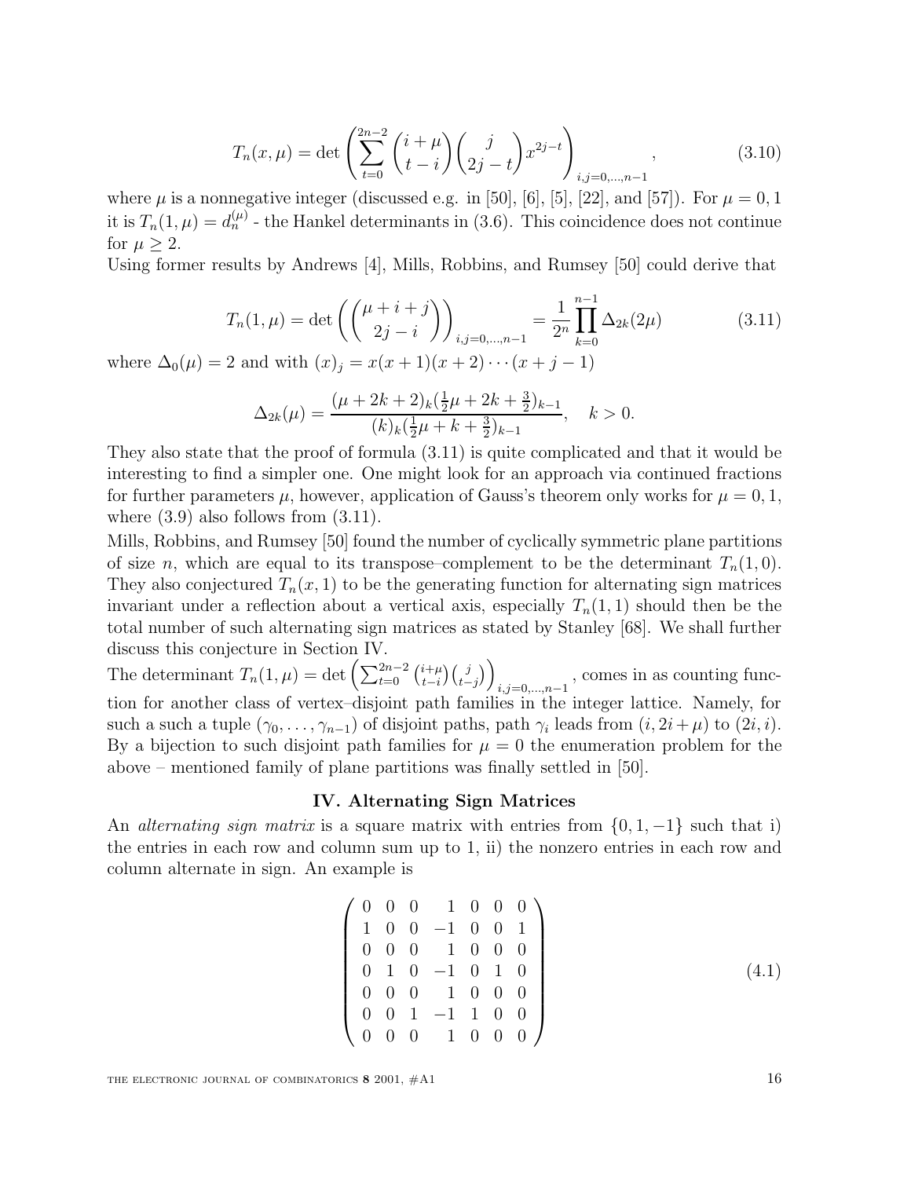$$T_n(x,\mu) = \det \left( \sum_{t=0}^{2n-2} \binom{i+\mu}{t-i} \binom{j}{2j-t} x^{2j-t} \right)_{i,j=0,\ldots,n-1}, \tag{3.10}$$

where $\mu$ is a nonnegative integer (discussed e.g. in [50], [6], [5], [22], and [57]). For $\mu = 0, 1$ it is $T_n(1,\mu) = d_n^{(\mu)}$ - the Hankel determinants in (3.6). This coincidence does not continue for $\mu \geq 2$.

Using former results by Andrews [4], Mills, Robbins, and Rumsey [50] could derive that

$$T_n(1,\mu) = \det \left( \binom{\mu+i+j}{2j-i} \right)_{i,j=0,\ldots,n-1} = \frac{1}{2^n} \prod_{k=0}^{n-1} \Delta_{2k}(2\mu) \tag{3.11}$$

where $\Delta_0(\mu) = 2$ and with $(x)_j = x(x+1)(x+2)\cdots(x+j-1)$

$$\Delta_{2k}(\mu) = \frac{(\mu+2k+2)_k (\frac{1}{2}\mu + 2k + \frac{3}{2})_{k-1}}{(k)_k (\frac{1}{2}\mu + k + \frac{3}{2})_{k-1}}, \quad k > 0.$$

They also state that the proof of formula (3.11) is quite complicated and that it would be interesting to find a simpler one. One might look for an approach via continued fractions for further parameters $\mu$, however, application of Gauss's theorem only works for $\mu = 0, 1$, where (3.9) also follows from (3.11).

Mills, Robbins, and Rumsey [50] found the number of cyclically symmetric plane partitions of size $n$, which are equal to its transpose–complement to be the determinant $T_n(1,0)$. They also conjectured $T_n(x,1)$ to be the generating function for alternating sign matrices invariant under a reflection about a vertical axis, especially $T_n(1,1)$ should then be the total number of such alternating sign matrices as stated by Stanley [68]. We shall further discuss this conjecture in Section IV.

The determinant $T_n(1,\mu) = \det \left( \sum_{t=0}^{2n-2} \binom{i+\mu}{t-i} \binom{j}{t-j} \right)_{i,j=0,\ldots,n-1}$, comes in as counting function for another class of vertex–disjoint path families in the integer lattice. Namely, for such a such a tuple $(\gamma_0, \ldots, \gamma_{n-1})$ of disjoint paths, path $\gamma_i$ leads from $(i, 2i+\mu)$ to $(2i, i)$. By a bijection to such disjoint path families for $\mu = 0$ the enumeration problem for the above – mentioned family of plane partitions was finally settled in [50].

## IV. Alternating Sign Matrices

An *alternating sign matrix* is a square matrix with entries from $\{0, 1, -1\}$ such that i) the entries in each row and column sum up to 1, ii) the nonzero entries in each row and column alternate in sign. An example is

$$\begin{pmatrix} 0 & 0 & 0 & 1 & 0 & 0 & 0 \\ 1 & 0 & 0 & -1 & 0 & 0 & 1 \\ 0 & 0 & 0 & 1 & 0 & 0 & 0 \\ 0 & 1 & 0 & -1 & 0 & 1 & 0 \\ 0 & 0 & 0 & 1 & 0 & 0 & 0 \\ 0 & 0 & 1 & -1 & 1 & 0 & 0 \\ 0 & 0 & 0 & 1 & 0 & 0 & 0 \end{pmatrix} \tag{4.1}$$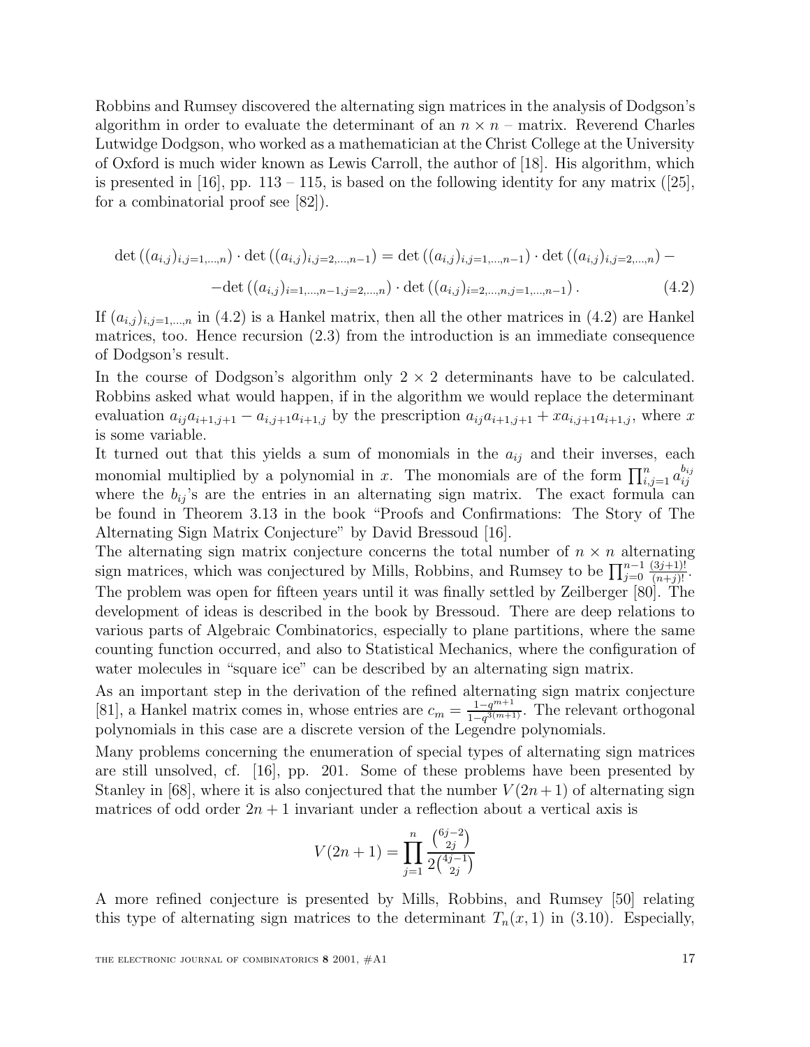Robbins and Rumsey discovered the alternating sign matrices in the analysis of Dodgson's algorithm in order to evaluate the determinant of an $n \times n$ – matrix. Reverend Charles Lutwidge Dodgson, who worked as a mathematician at the Christ College at the University of Oxford is much wider known as Lewis Carroll, the author of [18]. His algorithm, which is presented in [16], pp. 113 – 115, is based on the following identity for any matrix ([25], for a combinatorial proof see [82]).

$$
\begin{aligned}
\det\left((a_{i,j})_{i,j=1,\ldots,n}\right)\cdot\det\left((a_{i,j})_{i,j=2,\ldots,n-1}\right) &= \det\left((a_{i,j})_{i,j=1,\ldots,n-1}\right)\cdot\det\left((a_{i,j})_{i,j=2,\ldots,n}\right) - \\
&-\det\left((a_{i,j})_{i=1,\ldots,n-1,j=2,\ldots,n}\right)\cdot\det\left((a_{i,j})_{i=2,\ldots,n,j=1,\ldots,n-1}\right). \qquad (4.2)
\end{aligned}
$$

If $(a_{i,j})_{i,j=1,\ldots,n}$ in (4.2) is a Hankel matrix, then all the other matrices in (4.2) are Hankel matrices, too. Hence recursion (2.3) from the introduction is an immediate consequence of Dodgson's result.

In the course of Dodgson's algorithm only $2 \times 2$ determinants have to be calculated. Robbins asked what would happen, if in the algorithm we would replace the determinant evaluation $a_{ij}a_{i+1,j+1} - a_{i,j+1}a_{i+1,j}$ by the prescription $a_{ij}a_{i+1,j+1} + xa_{i,j+1}a_{i+1,j}$, where $x$ is some variable.

It turned out that this yields a sum of monomials in the $a_{ij}$ and their inverses, each monomial multiplied by a polynomial in $x$. The monomials are of the form $\prod_{i,j=1}^{n} a_{ij}^{b_{ij}}$ where the $b_{ij}$'s are the entries in an alternating sign matrix. The exact formula can be found in Theorem 3.13 in the book "Proofs and Confirmations: The Story of The Alternating Sign Matrix Conjecture" by David Bressoud [16].

The alternating sign matrix conjecture concerns the total number of $n \times n$ alternating sign matrices, which was conjectured by Mills, Robbins, and Rumsey to be $\prod_{j=0}^{n-1}\frac{(3j+1)!}{(n+j)!}$. The problem was open for fifteen years until it was finally settled by Zeilberger [80]. The development of ideas is described in the book by Bressoud. There are deep relations to various parts of Algebraic Combinatorics, especially to plane partitions, where the same counting function occurred, and also to Statistical Mechanics, where the configuration of water molecules in "square ice" can be described by an alternating sign matrix.

As an important step in the derivation of the refined alternating sign matrix conjecture [81], a Hankel matrix comes in, whose entries are $c_m = \frac{1-q^{m+1}}{1-q^{3(m+1)}}$. The relevant orthogonal polynomials in this case are a discrete version of the Legendre polynomials.

Many problems concerning the enumeration of special types of alternating sign matrices are still unsolved, cf. [16], pp. 201. Some of these problems have been presented by Stanley in [68], where it is also conjectured that the number $V(2n+1)$ of alternating sign matrices of odd order $2n+1$ invariant under a reflection about a vertical axis is

$$
V(2n+1) = \prod_{j=1}^{n} \frac{\binom{6j-2}{2j}}{2\binom{4j-1}{2j}}
$$

A more refined conjecture is presented by Mills, Robbins, and Rumsey [50] relating this type of alternating sign matrices to the determinant $T_n(x,1)$ in (3.10). Especially,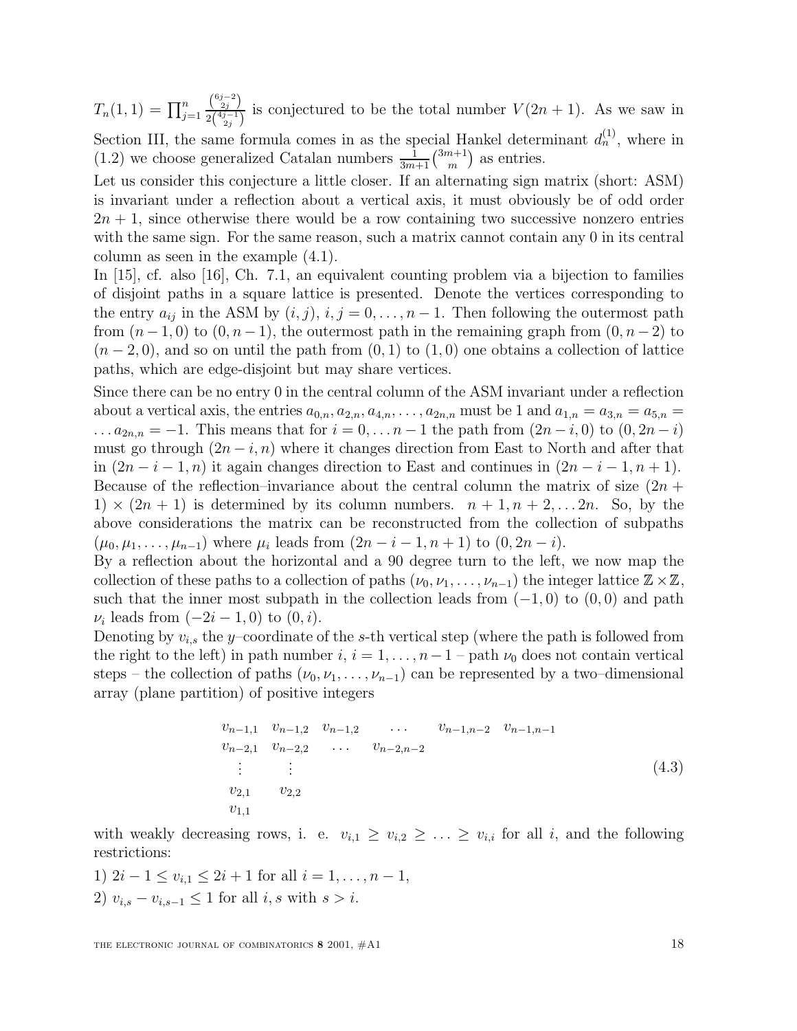$T_n(1,1) = \prod_{j=1}^{n} \frac{\binom{6j-2}{2j}}{2\binom{4j-1}{2j}}$ is conjectured to be the total number $V(2n+1)$. As we saw in Section III, the same formula comes in as the special Hankel determinant $d_n^{(1)}$, where in (1.2) we choose generalized Catalan numbers $\frac{1}{3m+1}\binom{3m+1}{m}$ as entries.

Let us consider this conjecture a little closer. If an alternating sign matrix (short: ASM) is invariant under a reflection about a vertical axis, it must obviously be of odd order $2n+1$, since otherwise there would be a row containing two successive nonzero entries with the same sign. For the same reason, such a matrix cannot contain any 0 in its central column as seen in the example (4.1).

In [15], cf. also [16], Ch. 7.1, an equivalent counting problem via a bijection to families of disjoint paths in a square lattice is presented. Denote the vertices corresponding to the entry $a_{ij}$ in the ASM by $(i,j)$, $i,j = 0,\ldots,n-1$. Then following the outermost path from $(n-1,0)$ to $(0,n-1)$, the outermost path in the remaining graph from $(0,n-2)$ to $(n-2,0)$, and so on until the path from $(0,1)$ to $(1,0)$ one obtains a collection of lattice paths, which are edge-disjoint but may share vertices.

Since there can be no entry 0 in the central column of the ASM invariant under a reflection about a vertical axis, the entries $a_{0,n}, a_{2,n}, a_{4,n}, \ldots, a_{2n,n}$ must be 1 and $a_{1,n} = a_{3,n} = a_{5,n} = \ldots a_{2n,n} = -1$. This means that for $i = 0,\ldots n-1$ the path from $(2n-i,0)$ to $(0,2n-i)$ must go through $(2n-i,n)$ where it changes direction from East to North and after that in $(2n-i-1,n)$ it again changes direction to East and continues in $(2n-i-1,n+1)$. Because of the reflection–invariance about the central column the matrix of size $(2n+1)\times(2n+1)$ is determined by its column numbers. $n+1, n+2, \ldots 2n$. So, by the above considerations the matrix can be reconstructed from the collection of subpaths $(\mu_0, \mu_1, \ldots, \mu_{n-1})$ where $\mu_i$ leads from $(2n-i-1,n+1)$ to $(0,2n-i)$.

By a reflection about the horizontal and a 90 degree turn to the left, we now map the collection of these paths to a collection of paths $(\nu_0, \nu_1, \ldots, \nu_{n-1})$ the integer lattice $\mathbb{Z}\times\mathbb{Z}$, such that the inner most subpath in the collection leads from $(-1,0)$ to $(0,0)$ and path $\nu_i$ leads from $(-2i-1,0)$ to $(0,i)$.

Denoting by $v_{i,s}$ the $y$–coordinate of the $s$-th vertical step (where the path is followed from the right to the left) in path number $i$, $i = 1,\ldots,n-1$ – path $\nu_0$ does not contain vertical steps – the collection of paths $(\nu_0, \nu_1, \ldots, \nu_{n-1})$ can be represented by a two–dimensional array (plane partition) of positive integers

$$
\begin{array}{cccccc}
v_{n-1,1} & v_{n-1,2} & v_{n-1,2} & \ldots & v_{n-1,n-2} & v_{n-1,n-1} \\
v_{n-2,1} & v_{n-2,2} & \ldots & v_{n-2,n-2} & & \\
\vdots & \vdots & & & & \\
v_{2,1} & v_{2,2} & & & & \\
v_{1,1} & & & & &
\end{array}
\tag{4.3}
$$

with weakly decreasing rows, i. e. $v_{i,1} \geq v_{i,2} \geq \ldots \geq v_{i,i}$ for all $i$, and the following restrictions:

1) $2i-1 \leq v_{i,1} \leq 2i+1$ for all $i = 1,\ldots,n-1$,

2) $v_{i,s} - v_{i,s-1} \leq 1$ for all $i,s$ with $s > i$.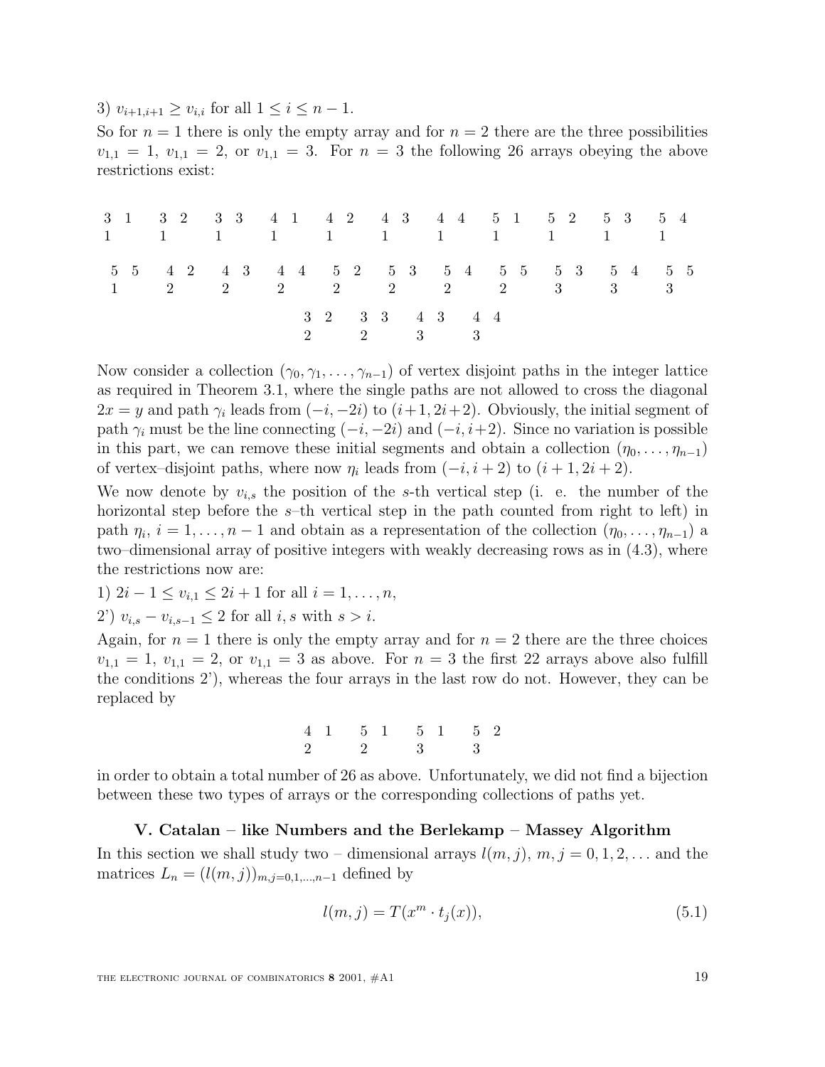3) $v_{i+1,i+1} \geq v_{i,i}$ for all $1 \leq i \leq n-1$.

So for $n = 1$ there is only the empty array and for $n = 2$ there are the three possibilities $v_{1,1} = 1$, $v_{1,1} = 2$, or $v_{1,1} = 3$. For $n = 3$ the following 26 arrays obeying the above restrictions exist:

$$
\begin{array}{ccccccccccc}
\begin{smallmatrix}3&1\\1&\end{smallmatrix} & \begin{smallmatrix}3&2\\1&\end{smallmatrix} & \begin{smallmatrix}3&3\\1&\end{smallmatrix} & \begin{smallmatrix}4&1\\1&\end{smallmatrix} & \begin{smallmatrix}4&2\\1&\end{smallmatrix} & \begin{smallmatrix}4&3\\1&\end{smallmatrix} & \begin{smallmatrix}4&4\\1&\end{smallmatrix} & \begin{smallmatrix}5&1\\1&\end{smallmatrix} & \begin{smallmatrix}5&2\\1&\end{smallmatrix} & \begin{smallmatrix}5&3\\1&\end{smallmatrix} & \begin{smallmatrix}5&4\\1&\end{smallmatrix}
\end{array}
$$

$$
\begin{array}{ccccccccccc}
\begin{smallmatrix}5&5\\1&\end{smallmatrix} & \begin{smallmatrix}4&2\\2&\end{smallmatrix} & \begin{smallmatrix}4&3\\2&\end{smallmatrix} & \begin{smallmatrix}4&4\\2&\end{smallmatrix} & \begin{smallmatrix}5&2\\2&\end{smallmatrix} & \begin{smallmatrix}5&3\\2&\end{smallmatrix} & \begin{smallmatrix}5&4\\2&\end{smallmatrix} & \begin{smallmatrix}5&5\\2&\end{smallmatrix} & \begin{smallmatrix}5&3\\3&\end{smallmatrix} & \begin{smallmatrix}5&4\\3&\end{smallmatrix} & \begin{smallmatrix}5&5\\3&\end{smallmatrix}
\end{array}
$$

$$
\begin{array}{cccc}
\begin{smallmatrix}3&2\\2&\end{smallmatrix} & \begin{smallmatrix}3&3\\2&\end{smallmatrix} & \begin{smallmatrix}4&3\\3&\end{smallmatrix} & \begin{smallmatrix}4&4\\3&\end{smallmatrix}
\end{array}
$$

Now consider a collection $(\gamma_0, \gamma_1, \ldots, \gamma_{n-1})$ of vertex disjoint paths in the integer lattice as required in Theorem 3.1, where the single paths are not allowed to cross the diagonal $2x = y$ and path $\gamma_i$ leads from $(-i, -2i)$ to $(i+1, 2i+2)$. Obviously, the initial segment of path $\gamma_i$ must be the line connecting $(-i, -2i)$ and $(-i, i+2)$. Since no variation is possible in this part, we can remove these initial segments and obtain a collection $(\eta_0, \ldots, \eta_{n-1})$ of vertex–disjoint paths, where now $\eta_i$ leads from $(-i, i+2)$ to $(i+1, 2i+2)$.

We now denote by $v_{i,s}$ the position of the $s$-th vertical step (i. e. the number of the horizontal step before the $s$–th vertical step in the path counted from right to left) in path $\eta_i$, $i = 1, \ldots, n-1$ and obtain as a representation of the collection $(\eta_0, \ldots, \eta_{n-1})$ a two–dimensional array of positive integers with weakly decreasing rows as in (4.3), where the restrictions now are:

1) $2i - 1 \leq v_{i,1} \leq 2i + 1$ for all $i = 1, \ldots, n$,

2') $v_{i,s} - v_{i,s-1} \leq 2$ for all $i, s$ with $s > i$.

Again, for $n = 1$ there is only the empty array and for $n = 2$ there are the three choices $v_{1,1} = 1$, $v_{1,1} = 2$, or $v_{1,1} = 3$ as above. For $n = 3$ the first 22 arrays above also fulfill the conditions 2'), whereas the four arrays in the last row do not. However, they can be replaced by

$$
\begin{array}{cccc}
\begin{smallmatrix}4&1\\2&\end{smallmatrix} & \begin{smallmatrix}5&1\\2&\end{smallmatrix} & \begin{smallmatrix}5&1\\3&\end{smallmatrix} & \begin{smallmatrix}5&2\\3&\end{smallmatrix}
\end{array}
$$

in order to obtain a total number of 26 as above. Unfortunately, we did not find a bijection between these two types of arrays or the corresponding collections of paths yet.

## V. Catalan – like Numbers and the Berlekamp – Massey Algorithm

In this section we shall study two – dimensional arrays $l(m, j)$, $m, j = 0, 1, 2, \ldots$ and the matrices $L_n = (l(m, j))_{m,j=0,1,\ldots,n-1}$ defined by

$$
l(m, j) = T(x^m \cdot t_j(x)), \tag{5.1}
$$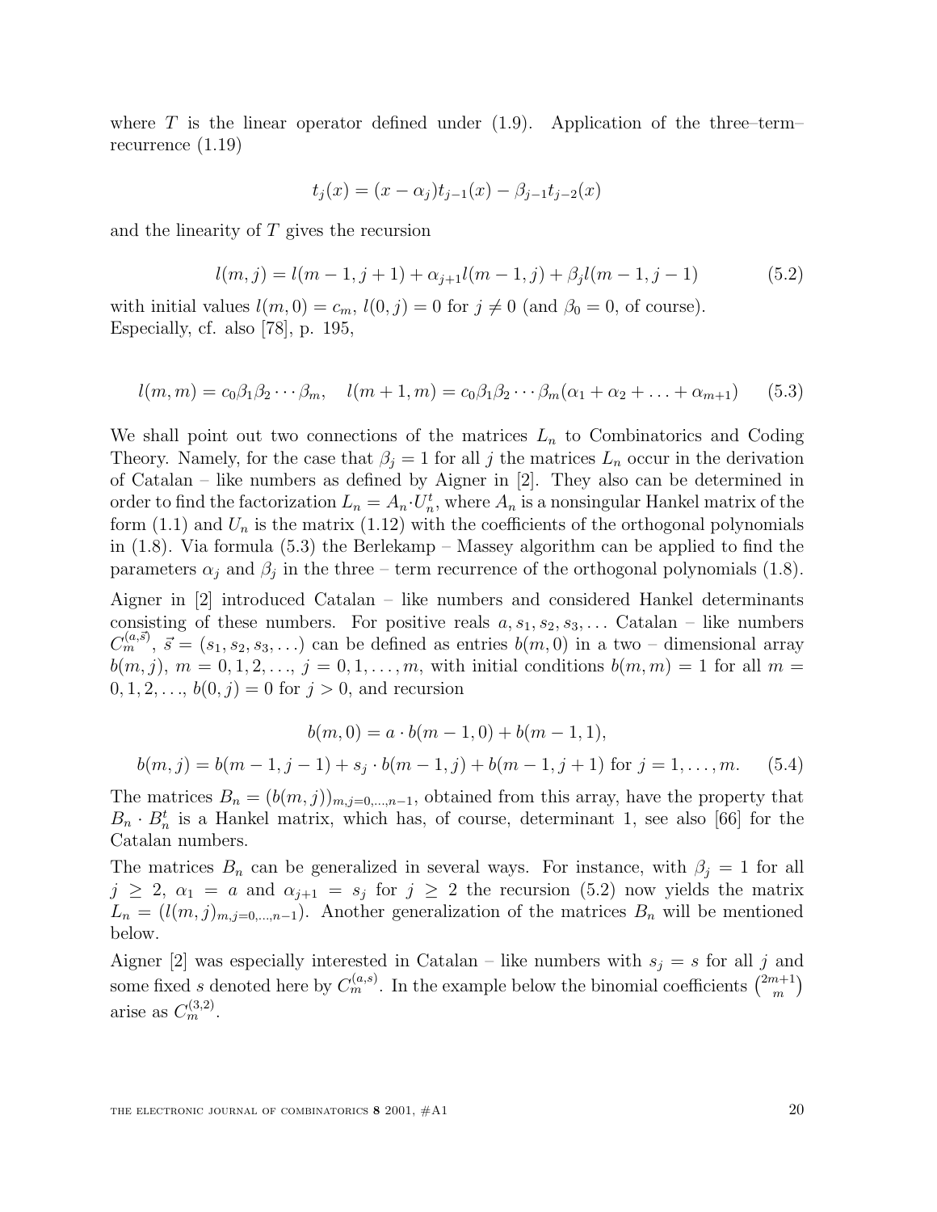where $T$ is the linear operator defined under (1.9). Application of the three–term–recurrence (1.19)

$$t_j(x) = (x - \alpha_j)t_{j-1}(x) - \beta_{j-1}t_{j-2}(x)$$

and the linearity of $T$ gives the recursion

$$l(m, j) = l(m-1, j+1) + \alpha_{j+1} l(m-1, j) + \beta_j l(m-1, j-1) \tag{5.2}$$

with initial values $l(m, 0) = c_m$, $l(0, j) = 0$ for $j \neq 0$ (and $\beta_0 = 0$, of course). Especially, cf. also [78], p. 195,

$$l(m, m) = c_0 \beta_1 \beta_2 \cdots \beta_m, \quad l(m+1, m) = c_0 \beta_1 \beta_2 \cdots \beta_m (\alpha_1 + \alpha_2 + \ldots + \alpha_{m+1}) \tag{5.3}$$

We shall point out two connections of the matrices $L_n$ to Combinatorics and Coding Theory. Namely, for the case that $\beta_j = 1$ for all $j$ the matrices $L_n$ occur in the derivation of Catalan – like numbers as defined by Aigner in [2]. They also can be determined in order to find the factorization $L_n = A_n \cdot U_n^t$, where $A_n$ is a nonsingular Hankel matrix of the form (1.1) and $U_n$ is the matrix (1.12) with the coefficients of the orthogonal polynomials in (1.8). Via formula (5.3) the Berlekamp – Massey algorithm can be applied to find the parameters $\alpha_j$ and $\beta_j$ in the three – term recurrence of the orthogonal polynomials (1.8).

Aigner in [2] introduced Catalan – like numbers and considered Hankel determinants consisting of these numbers. For positive reals $a, s_1, s_2, s_3, \ldots$ Catalan – like numbers $C_m^{(a,\vec{s})}$, $\vec{s} = (s_1, s_2, s_3, \ldots)$ can be defined as entries $b(m, 0)$ in a two – dimensional array $b(m, j)$, $m = 0, 1, 2, \ldots$, $j = 0, 1, \ldots, m$, with initial conditions $b(m, m) = 1$ for all $m = 0, 1, 2, \ldots$, $b(0, j) = 0$ for $j > 0$, and recursion

$$b(m, 0) = a \cdot b(m-1, 0) + b(m-1, 1),$$

$$b(m, j) = b(m-1, j-1) + s_j \cdot b(m-1, j) + b(m-1, j+1) \text{ for } j = 1, \ldots, m. \tag{5.4}$$

The matrices $B_n = (b(m, j))_{m,j=0,\ldots,n-1}$, obtained from this array, have the property that $B_n \cdot B_n^t$ is a Hankel matrix, which has, of course, determinant 1, see also [66] for the Catalan numbers.

The matrices $B_n$ can be generalized in several ways. For instance, with $\beta_j = 1$ for all $j \geq 2$, $\alpha_1 = a$ and $\alpha_{j+1} = s_j$ for $j \geq 2$ the recursion (5.2) now yields the matrix $L_n = (l(m, j)_{m,j=0,\ldots,n-1})$. Another generalization of the matrices $B_n$ will be mentioned below.

Aigner [2] was especially interested in Catalan – like numbers with $s_j = s$ for all $j$ and some fixed $s$ denoted here by $C_m^{(a,s)}$. In the example below the binomial coefficients $\binom{2m+1}{m}$ arise as $C_m^{(3,2)}$.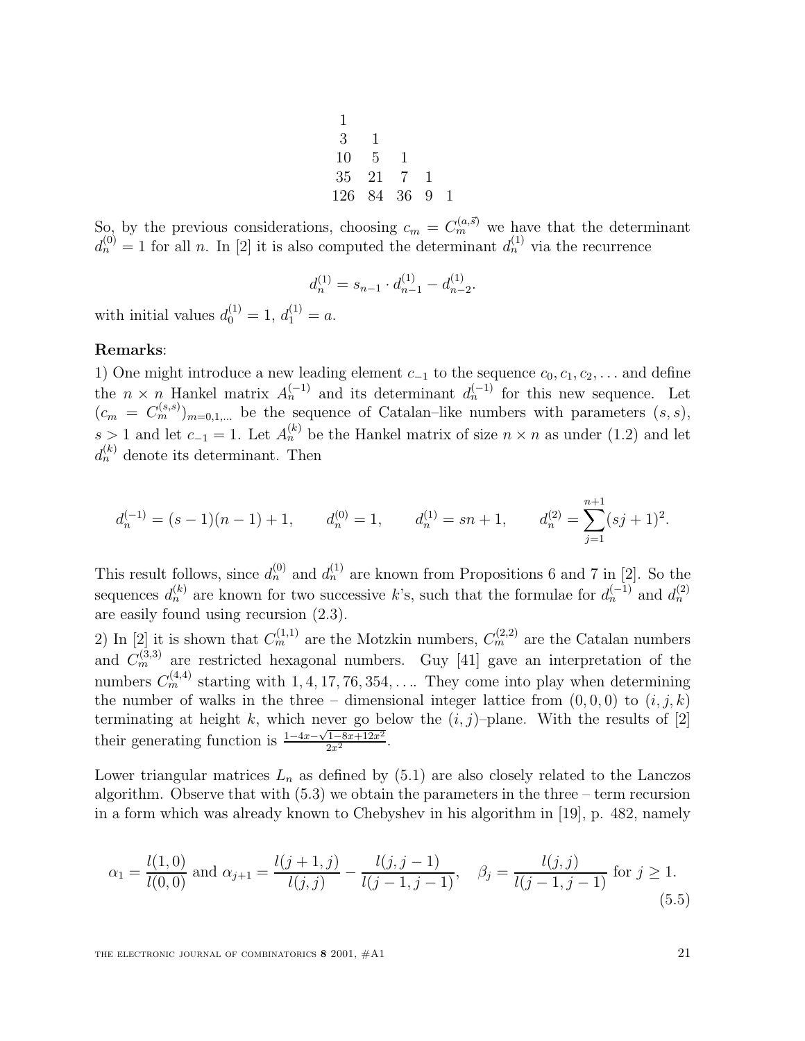$$
\begin{array}{ccccc}
1 & & & & \\
3 & 1 & & & \\
10 & 5 & 1 & & \\
35 & 21 & 7 & 1 & \\
126 & 84 & 36 & 9 & 1
\end{array}
$$

So, by the previous considerations, choosing $c_m = C_m^{(a,\vec{s})}$ we have that the determinant $d_n^{(0)} = 1$ for all $n$. In [2] it is also computed the determinant $d_n^{(1)}$ via the recurrence

$$
d_n^{(1)} = s_{n-1} \cdot d_{n-1}^{(1)} - d_{n-2}^{(1)}.
$$

with initial values $d_0^{(1)} = 1$, $d_1^{(1)} = a$.

**Remarks**:

1) One might introduce a new leading element $c_{-1}$ to the sequence $c_0, c_1, c_2, \ldots$ and define the $n \times n$ Hankel matrix $A_n^{(-1)}$ and its determinant $d_n^{(-1)}$ for this new sequence. Let $(c_m = C_m^{(s,s)})_{m=0,1,\ldots}$ be the sequence of Catalan–like numbers with parameters $(s, s)$, $s > 1$ and let $c_{-1} = 1$. Let $A_n^{(k)}$ be the Hankel matrix of size $n \times n$ as under (1.2) and let $d_n^{(k)}$ denote its determinant. Then

$$
d_n^{(-1)} = (s-1)(n-1)+1, \qquad d_n^{(0)} = 1, \qquad d_n^{(1)} = sn+1, \qquad d_n^{(2)} = \sum_{j=1}^{n+1} (sj+1)^2.
$$

This result follows, since $d_n^{(0)}$ and $d_n^{(1)}$ are known from Propositions 6 and 7 in [2]. So the sequences $d_n^{(k)}$ are known for two successive $k$'s, such that the formulae for $d_n^{(-1)}$ and $d_n^{(2)}$ are easily found using recursion (2.3).

2) In [2] it is shown that $C_m^{(1,1)}$ are the Motzkin numbers, $C_m^{(2,2)}$ are the Catalan numbers and $C_m^{(3,3)}$ are restricted hexagonal numbers. Guy [41] gave an interpretation of the numbers $C_m^{(4,4)}$ starting with $1, 4, 17, 76, 354, \ldots$. They come into play when determining the number of walks in the three – dimensional integer lattice from $(0,0,0)$ to $(i,j,k)$ terminating at height $k$, which never go below the $(i,j)$–plane. With the results of [2] their generating function is $\frac{1-4x-\sqrt{1-8x+12x^2}}{2x^2}$.

Lower triangular matrices $L_n$ as defined by (5.1) are also closely related to the Lanczos algorithm. Observe that with (5.3) we obtain the parameters in the three – term recursion in a form which was already known to Chebyshev in his algorithm in [19], p. 482, namely

$$
\alpha_1 = \frac{l(1,0)}{l(0,0)} \text{ and } \alpha_{j+1} = \frac{l(j+1,j)}{l(j,j)} - \frac{l(j,j-1)}{l(j-1,j-1)}, \quad \beta_j = \frac{l(j,j)}{l(j-1,j-1)} \text{ for } j \geq 1. \tag{5.5}
$$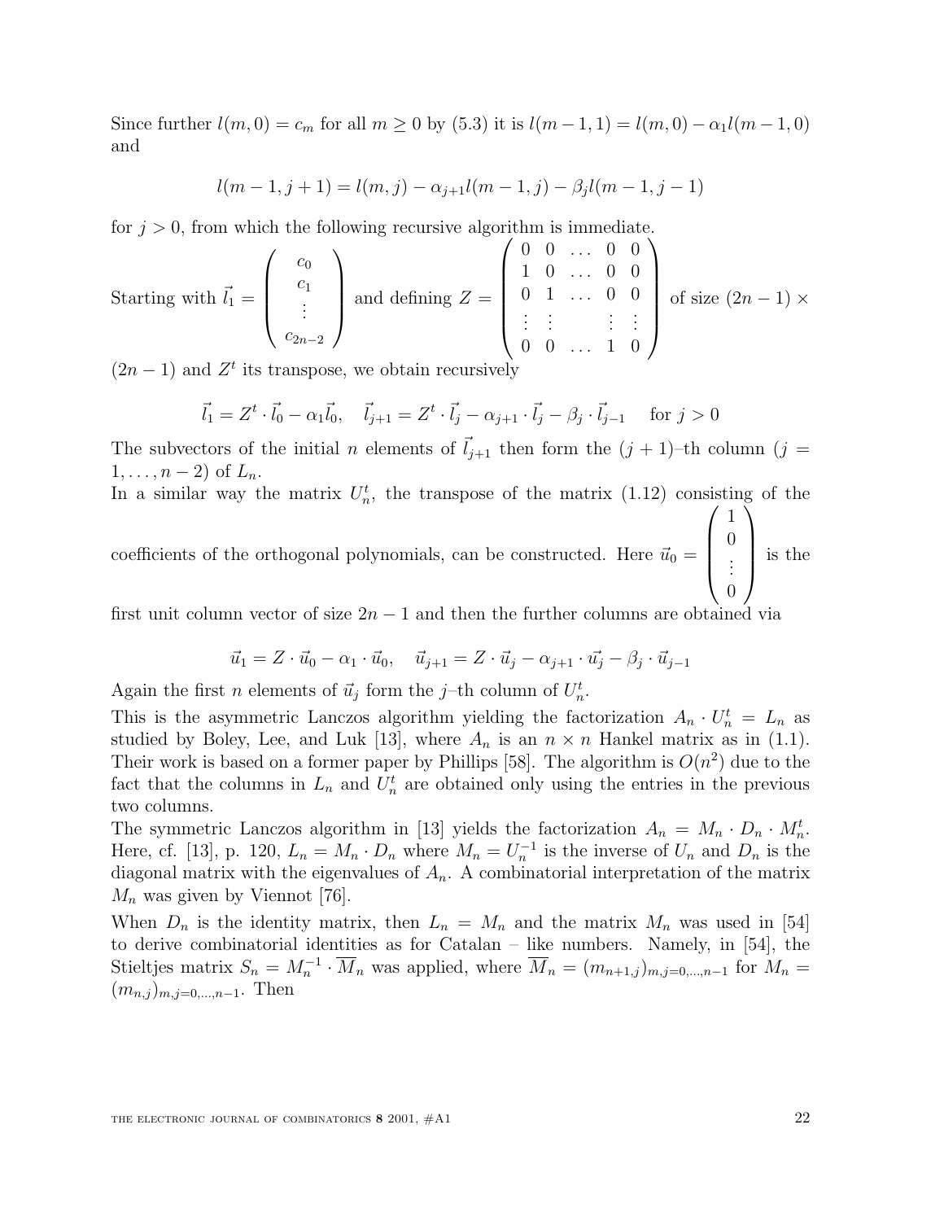Since further $l(m,0) = c_m$ for all $m \geq 0$ by (5.3) it is $l(m-1,1) = l(m,0) - \alpha_1 l(m-1,0)$ and

$$l(m-1, j+1) = l(m,j) - \alpha_{j+1} l(m-1,j) - \beta_j l(m-1, j-1)$$

for $j > 0$, from which the following recursive algorithm is immediate.

Starting with $\vec{l}_1 = \begin{pmatrix} c_0 \\ c_1 \\ \vdots \\ c_{2n-2} \end{pmatrix}$ and defining $Z = \begin{pmatrix} 0 & 0 & \dots & 0 & 0 \\ 1 & 0 & \dots & 0 & 0 \\ 0 & 1 & \dots & 0 & 0 \\ \vdots & \vdots & & \vdots & \vdots \\ 0 & 0 & \dots & 1 & 0 \end{pmatrix}$ of size $(2n-1) \times (2n-1)$ and $Z^t$ its transpose, we obtain recursively

$$\vec{l}_1 = Z^t \cdot \vec{l}_0 - \alpha_1 \vec{l}_0, \quad \vec{l}_{j+1} = Z^t \cdot \vec{l}_j - \alpha_{j+1} \cdot \vec{l}_j - \beta_j \cdot \vec{l}_{j-1} \quad \text{for } j > 0$$

The subvectors of the initial $n$ elements of $\vec{l}_{j+1}$ then form the $(j+1)$–th column ($j = 1, \dots, n-2$) of $L_n$.

In a similar way the matrix $U_n^t$, the transpose of the matrix (1.12) consisting of the coefficients of the orthogonal polynomials, can be constructed. Here $\vec{u}_0 = \begin{pmatrix} 1 \\ 0 \\ \vdots \\ 0 \end{pmatrix}$ is the first unit column vector of size $2n-1$ and then the further columns are obtained via

$$\vec{u}_1 = Z \cdot \vec{u}_0 - \alpha_1 \cdot \vec{u}_0, \quad \vec{u}_{j+1} = Z \cdot \vec{u}_j - \alpha_{j+1} \cdot \vec{u}_j - \beta_j \cdot \vec{u}_{j-1}$$

Again the first $n$ elements of $\vec{u}_j$ form the $j$–th column of $U_n^t$.

This is the asymmetric Lanczos algorithm yielding the factorization $A_n \cdot U_n^t = L_n$ as studied by Boley, Lee, and Luk [13], where $A_n$ is an $n \times n$ Hankel matrix as in (1.1). Their work is based on a former paper by Phillips [58]. The algorithm is $O(n^2)$ due to the fact that the columns in $L_n$ and $U_n^t$ are obtained only using the entries in the previous two columns.

The symmetric Lanczos algorithm in [13] yields the factorization $A_n = M_n \cdot D_n \cdot M_n^t$. Here, cf. [13], p. 120, $L_n = M_n \cdot D_n$ where $M_n = U_n^{-1}$ is the inverse of $U_n$ and $D_n$ is the diagonal matrix with the eigenvalues of $A_n$. A combinatorial interpretation of the matrix $M_n$ was given by Viennot [76].

When $D_n$ is the identity matrix, then $L_n = M_n$ and the matrix $M_n$ was used in [54] to derive combinatorial identities as for Catalan – like numbers. Namely, in [54], the Stieltjes matrix $S_n = M_n^{-1} \cdot \overline{M}_n$ was applied, where $\overline{M}_n = (m_{n+1,j})_{m,j=0,\dots,n-1}$ for $M_n = (m_{n,j})_{m,j=0,\dots,n-1}$. Then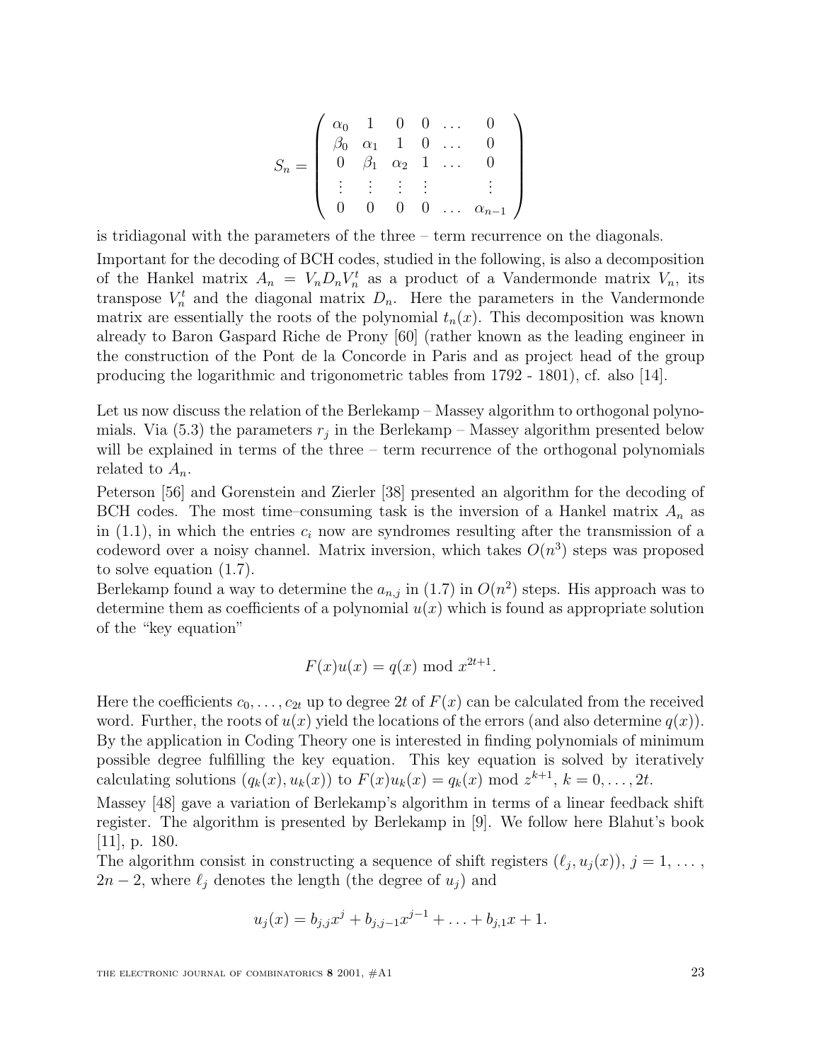$$
S_n = \begin{pmatrix}
\alpha_0 & 1 & 0 & 0 & \dots & 0 \\
\beta_0 & \alpha_1 & 1 & 0 & \dots & 0 \\
0 & \beta_1 & \alpha_2 & 1 & \dots & 0 \\
\vdots & \vdots & \vdots & \vdots & & \vdots \\
0 & 0 & 0 & 0 & \dots & \alpha_{n-1}
\end{pmatrix}
$$

is tridiagonal with the parameters of the three – term recurrence on the diagonals.

Important for the decoding of BCH codes, studied in the following, is also a decomposition of the Hankel matrix $A_n = V_n D_n V_n^t$ as a product of a Vandermonde matrix $V_n$, its transpose $V_n^t$ and the diagonal matrix $D_n$. Here the parameters in the Vandermonde matrix are essentially the roots of the polynomial $t_n(x)$. This decomposition was known already to Baron Gaspard Riche de Prony [60] (rather known as the leading engineer in the construction of the Pont de la Concorde in Paris and as project head of the group producing the logarithmic and trigonometric tables from 1792 - 1801), cf. also [14].

Let us now discuss the relation of the Berlekamp – Massey algorithm to orthogonal polynomials. Via (5.3) the parameters $r_j$ in the Berlekamp – Massey algorithm presented below will be explained in terms of the three – term recurrence of the orthogonal polynomials related to $A_n$.

Peterson [56] and Gorenstein and Zierler [38] presented an algorithm for the decoding of BCH codes. The most time–consuming task is the inversion of a Hankel matrix $A_n$ as in (1.1), in which the entries $c_i$ now are syndromes resulting after the transmission of a codeword over a noisy channel. Matrix inversion, which takes $O(n^3)$ steps was proposed to solve equation (1.7).

Berlekamp found a way to determine the $a_{n,j}$ in (1.7) in $O(n^2)$ steps. His approach was to determine them as coefficients of a polynomial $u(x)$ which is found as appropriate solution of the "key equation"

$$
F(x)u(x) = q(x) \bmod x^{2t+1}.
$$

Here the coefficients $c_0, \dots, c_{2t}$ up to degree $2t$ of $F(x)$ can be calculated from the received word. Further, the roots of $u(x)$ yield the locations of the errors (and also determine $q(x)$). By the application in Coding Theory one is interested in finding polynomials of minimum possible degree fulfilling the key equation. This key equation is solved by iteratively calculating solutions $(q_k(x), u_k(x))$ to $F(x)u_k(x) = q_k(x) \bmod z^{k+1}$, $k = 0, \dots, 2t$.

Massey [48] gave a variation of Berlekamp's algorithm in terms of a linear feedback shift register. The algorithm is presented by Berlekamp in [9]. We follow here Blahut's book [11], p. 180.

The algorithm consist in constructing a sequence of shift registers $(\ell_j, u_j(x))$, $j = 1, \dots, 2n-2$, where $\ell_j$ denotes the length (the degree of $u_j$) and

$$
u_j(x) = b_{j,j}x^j + b_{j,j-1}x^{j-1} + \dots + b_{j,1}x + 1.
$$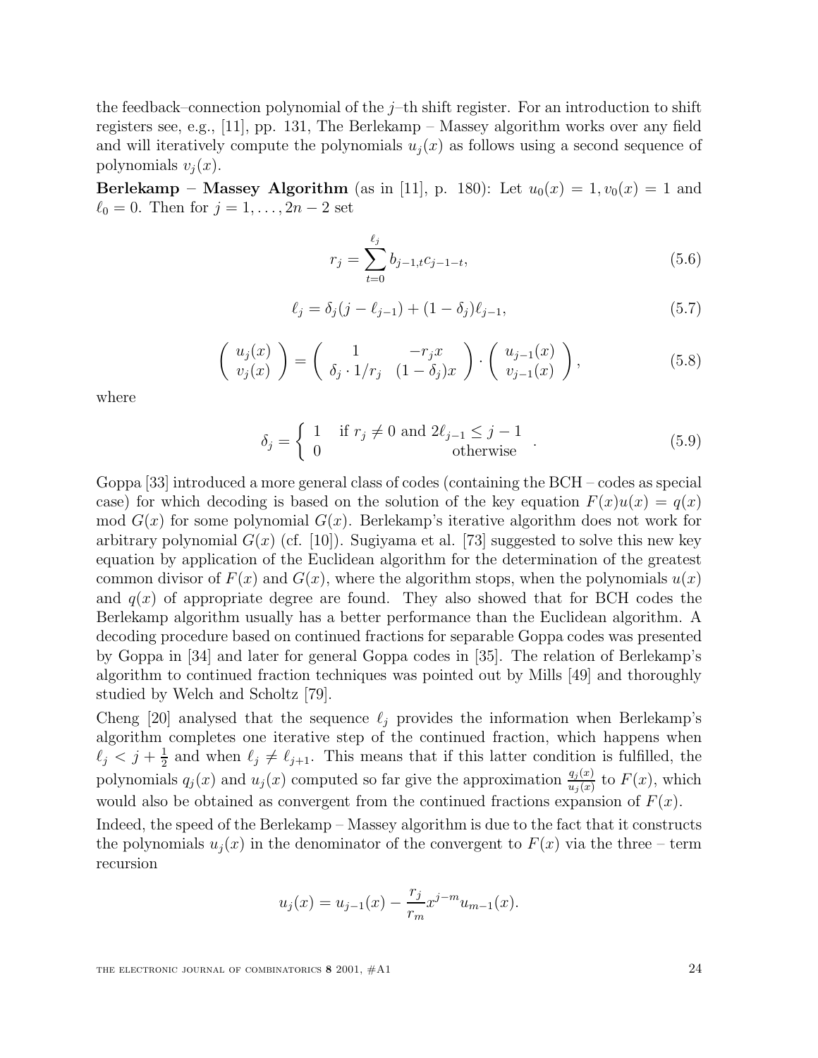the feedback–connection polynomial of the $j$–th shift register. For an introduction to shift registers see, e.g., [11], pp. 131, The Berlekamp – Massey algorithm works over any field and will iteratively compute the polynomials $u_j(x)$ as follows using a second sequence of polynomials $v_j(x)$.

**Berlekamp – Massey Algorithm** (as in [11], p. 180): Let $u_0(x) = 1, v_0(x) = 1$ and $\ell_0 = 0$. Then for $j = 1, \ldots, 2n-2$ set

$$r_j = \sum_{t=0}^{\ell_j} b_{j-1,t} c_{j-1-t}, \tag{5.6}$$

$$\ell_j = \delta_j (j - \ell_{j-1}) + (1 - \delta_j)\ell_{j-1}, \tag{5.7}$$

$$\begin{pmatrix} u_j(x) \\ v_j(x) \end{pmatrix} = \begin{pmatrix} 1 & -r_j x \\ \delta_j \cdot 1/r_j & (1-\delta_j)x \end{pmatrix} \cdot \begin{pmatrix} u_{j-1}(x) \\ v_{j-1}(x) \end{pmatrix}, \tag{5.8}$$

where

$$\delta_j = \begin{cases} 1 & \text{if } r_j \neq 0 \text{ and } 2\ell_{j-1} \leq j-1 \\ 0 & \text{otherwise} \end{cases}. \tag{5.9}$$

Goppa [33] introduced a more general class of codes (containing the BCH – codes as special case) for which decoding is based on the solution of the key equation $F(x)u(x) = q(x)$ mod $G(x)$ for some polynomial $G(x)$. Berlekamp's iterative algorithm does not work for arbitrary polynomial $G(x)$ (cf. [10]). Sugiyama et al. [73] suggested to solve this new key equation by application of the Euclidean algorithm for the determination of the greatest common divisor of $F(x)$ and $G(x)$, where the algorithm stops, when the polynomials $u(x)$ and $q(x)$ of appropriate degree are found. They also showed that for BCH codes the Berlekamp algorithm usually has a better performance than the Euclidean algorithm. A decoding procedure based on continued fractions for separable Goppa codes was presented by Goppa in [34] and later for general Goppa codes in [35]. The relation of Berlekamp's algorithm to continued fraction techniques was pointed out by Mills [49] and thoroughly studied by Welch and Scholtz [79].

Cheng [20] analysed that the sequence $\ell_j$ provides the information when Berlekamp's algorithm completes one iterative step of the continued fraction, which happens when $\ell_j < j + \frac{1}{2}$ and when $\ell_j \neq \ell_{j+1}$. This means that if this latter condition is fulfilled, the polynomials $q_j(x)$ and $u_j(x)$ computed so far give the approximation $\frac{q_j(x)}{u_j(x)}$ to $F(x)$, which would also be obtained as convergent from the continued fractions expansion of $F(x)$.

Indeed, the speed of the Berlekamp – Massey algorithm is due to the fact that it constructs the polynomials $u_j(x)$ in the denominator of the convergent to $F(x)$ via the three – term recursion

$$u_j(x) = u_{j-1}(x) - \frac{r_j}{r_m} x^{j-m} u_{m-1}(x).$$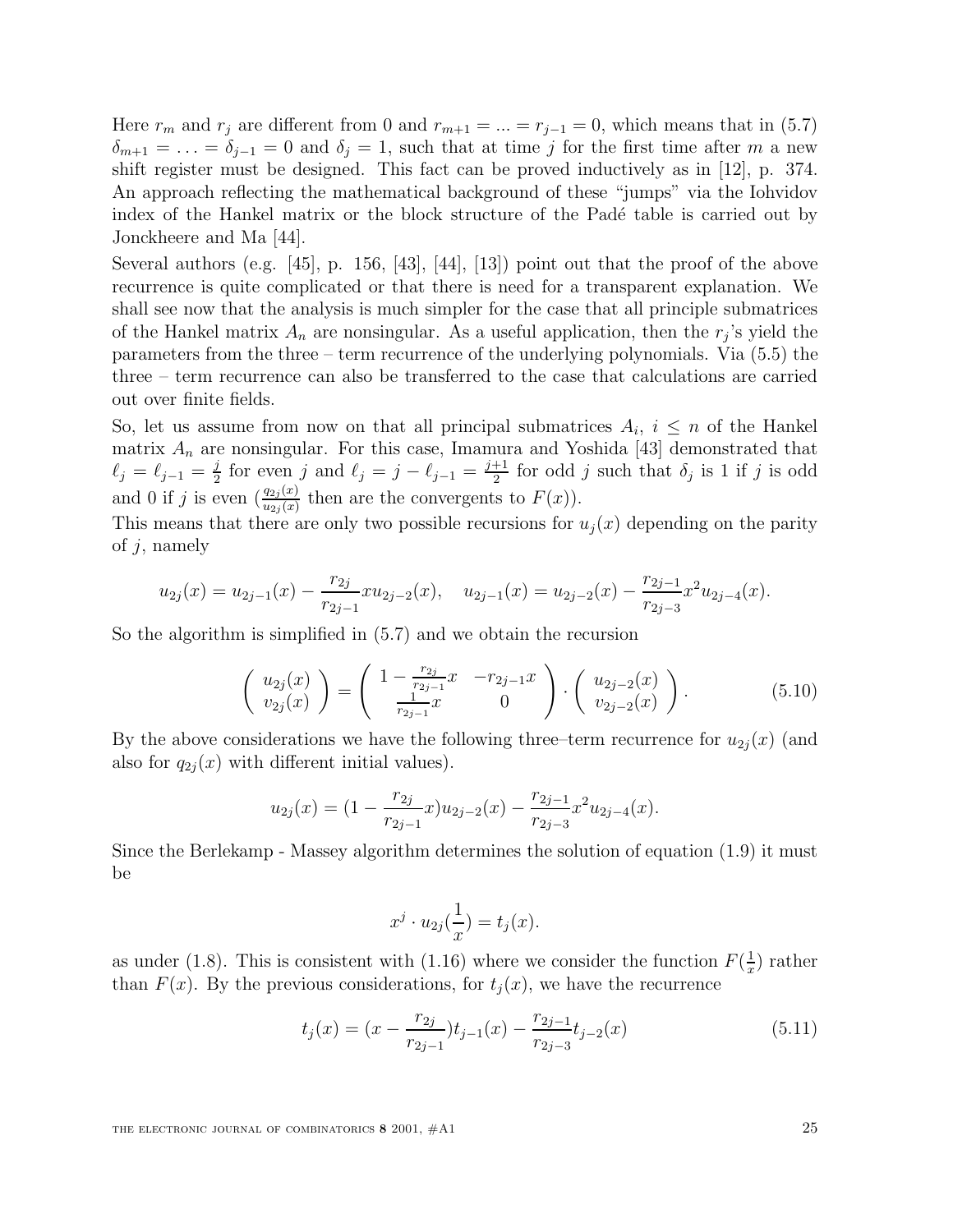Here $r_m$ and $r_j$ are different from 0 and $r_{m+1} = ... = r_{j-1} = 0$, which means that in (5.7) $\delta_{m+1} = \ldots = \delta_{j-1} = 0$ and $\delta_j = 1$, such that at time $j$ for the first time after $m$ a new shift register must be designed. This fact can be proved inductively as in [12], p. 374. An approach reflecting the mathematical background of these "jumps" via the Iohvidov index of the Hankel matrix or the block structure of the Padé table is carried out by Jonckheere and Ma [44].

Several authors (e.g. [45], p. 156, [43], [44], [13]) point out that the proof of the above recurrence is quite complicated or that there is need for a transparent explanation. We shall see now that the analysis is much simpler for the case that all principle submatrices of the Hankel matrix $A_n$ are nonsingular. As a useful application, then the $r_j$'s yield the parameters from the three – term recurrence of the underlying polynomials. Via (5.5) the three – term recurrence can also be transferred to the case that calculations are carried out over finite fields.

So, let us assume from now on that all principal submatrices $A_i$, $i \leq n$ of the Hankel matrix $A_n$ are nonsingular. For this case, Imamura and Yoshida [43] demonstrated that $\ell_j = \ell_{j-1} = \frac{j}{2}$ for even $j$ and $\ell_j = j - \ell_{j-1} = \frac{j+1}{2}$ for odd $j$ such that $\delta_j$ is 1 if $j$ is odd and 0 if $j$ is even ($\frac{q_{2j}(x)}{u_{2j}(x)}$ then are the convergents to $F(x)$).

This means that there are only two possible recursions for $u_j(x)$ depending on the parity of $j$, namely

$$u_{2j}(x) = u_{2j-1}(x) - \frac{r_{2j}}{r_{2j-1}} x u_{2j-2}(x), \quad u_{2j-1}(x) = u_{2j-2}(x) - \frac{r_{2j-1}}{r_{2j-3}} x^2 u_{2j-4}(x).$$

So the algorithm is simplified in (5.7) and we obtain the recursion

$$\begin{pmatrix} u_{2j}(x) \\ v_{2j}(x) \end{pmatrix} = \begin{pmatrix} 1 - \frac{r_{2j}}{r_{2j-1}} x & -r_{2j-1} x \\ \frac{1}{r_{2j-1}} x & 0 \end{pmatrix} \cdot \begin{pmatrix} u_{2j-2}(x) \\ v_{2j-2}(x) \end{pmatrix}. \tag{5.10}$$

By the above considerations we have the following three–term recurrence for $u_{2j}(x)$ (and also for $q_{2j}(x)$ with different initial values).

$$u_{2j}(x) = (1 - \frac{r_{2j}}{r_{2j-1}} x) u_{2j-2}(x) - \frac{r_{2j-1}}{r_{2j-3}} x^2 u_{2j-4}(x).$$

Since the Berlekamp - Massey algorithm determines the solution of equation (1.9) it must be

$$x^j \cdot u_{2j}(\frac{1}{x}) = t_j(x).$$

as under (1.8). This is consistent with (1.16) where we consider the function $F(\frac{1}{x})$ rather than $F(x)$. By the previous considerations, for $t_j(x)$, we have the recurrence

$$t_j(x) = (x - \frac{r_{2j}}{r_{2j-1}}) t_{j-1}(x) - \frac{r_{2j-1}}{r_{2j-3}} t_{j-2}(x) \tag{5.11}$$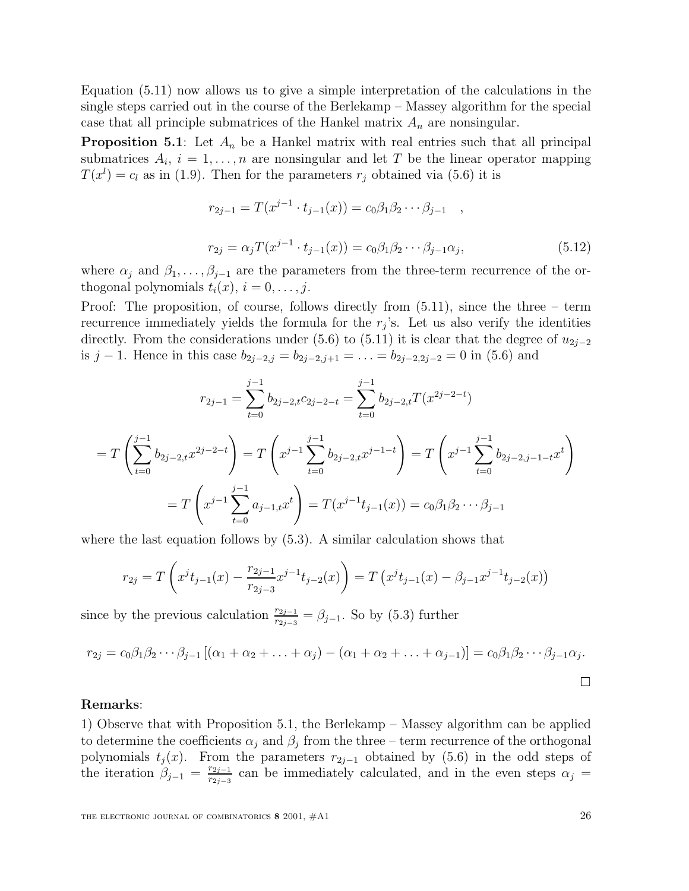Equation (5.11) now allows us to give a simple interpretation of the calculations in the single steps carried out in the course of the Berlekamp – Massey algorithm for the special case that all principle submatrices of the Hankel matrix $A_n$ are nonsingular.

**Proposition 5.1**: Let $A_n$ be a Hankel matrix with real entries such that all principal submatrices $A_i$, $i = 1, \ldots, n$ are nonsingular and let $T$ be the linear operator mapping $T(x^l) = c_l$ as in (1.9). Then for the parameters $r_j$ obtained via (5.6) it is

$$r_{2j-1} = T(x^{j-1} \cdot t_{j-1}(x)) = c_0 \beta_1 \beta_2 \cdots \beta_{j-1} \quad ,$$

$$r_{2j} = \alpha_j T(x^{j-1} \cdot t_{j-1}(x)) = c_0 \beta_1 \beta_2 \cdots \beta_{j-1} \alpha_j, \tag{5.12}$$

where $\alpha_j$ and $\beta_1, \ldots, \beta_{j-1}$ are the parameters from the three-term recurrence of the orthogonal polynomials $t_i(x)$, $i = 0, \ldots, j$.

Proof: The proposition, of course, follows directly from (5.11), since the three – term recurrence immediately yields the formula for the $r_j$'s. Let us also verify the identities directly. From the considerations under (5.6) to (5.11) it is clear that the degree of $u_{2j-2}$ is $j-1$. Hence in this case $b_{2j-2,j} = b_{2j-2,j+1} = \ldots = b_{2j-2,2j-2} = 0$ in (5.6) and

$$r_{2j-1} = \sum_{t=0}^{j-1} b_{2j-2,t} c_{2j-2-t} = \sum_{t=0}^{j-1} b_{2j-2,t} T(x^{2j-2-t})$$

$$= T\left(\sum_{t=0}^{j-1} b_{2j-2,t} x^{2j-2-t}\right) = T\left(x^{j-1} \sum_{t=0}^{j-1} b_{2j-2,t} x^{j-1-t}\right) = T\left(x^{j-1} \sum_{t=0}^{j-1} b_{2j-2,j-1-t} x^{t}\right)$$

$$= T\left(x^{j-1} \sum_{t=0}^{j-1} a_{j-1,t} x^{t}\right) = T(x^{j-1} t_{j-1}(x)) = c_0 \beta_1 \beta_2 \cdots \beta_{j-1}$$

where the last equation follows by (5.3). A similar calculation shows that

$$r_{2j} = T\left(x^j t_{j-1}(x) - \frac{r_{2j-1}}{r_{2j-3}} x^{j-1} t_{j-2}(x)\right) = T\left(x^j t_{j-1}(x) - \beta_{j-1} x^{j-1} t_{j-2}(x)\right)$$

since by the previous calculation $\frac{r_{2j-1}}{r_{2j-3}} = \beta_{j-1}$. So by (5.3) further

$$r_{2j} = c_0 \beta_1 \beta_2 \cdots \beta_{j-1} \left[(\alpha_1 + \alpha_2 + \ldots + \alpha_j) - (\alpha_1 + \alpha_2 + \ldots + \alpha_{j-1})\right] = c_0 \beta_1 \beta_2 \cdots \beta_{j-1} \alpha_j.$$

$\square$

**Remarks**:

1) Observe that with Proposition 5.1, the Berlekamp – Massey algorithm can be applied to determine the coefficients $\alpha_j$ and $\beta_j$ from the three – term recurrence of the orthogonal polynomials $t_j(x)$. From the parameters $r_{2j-1}$ obtained by (5.6) in the odd steps of the iteration $\beta_{j-1} = \frac{r_{2j-1}}{r_{2j-3}}$ can be immediately calculated, and in the even steps $\alpha_j =$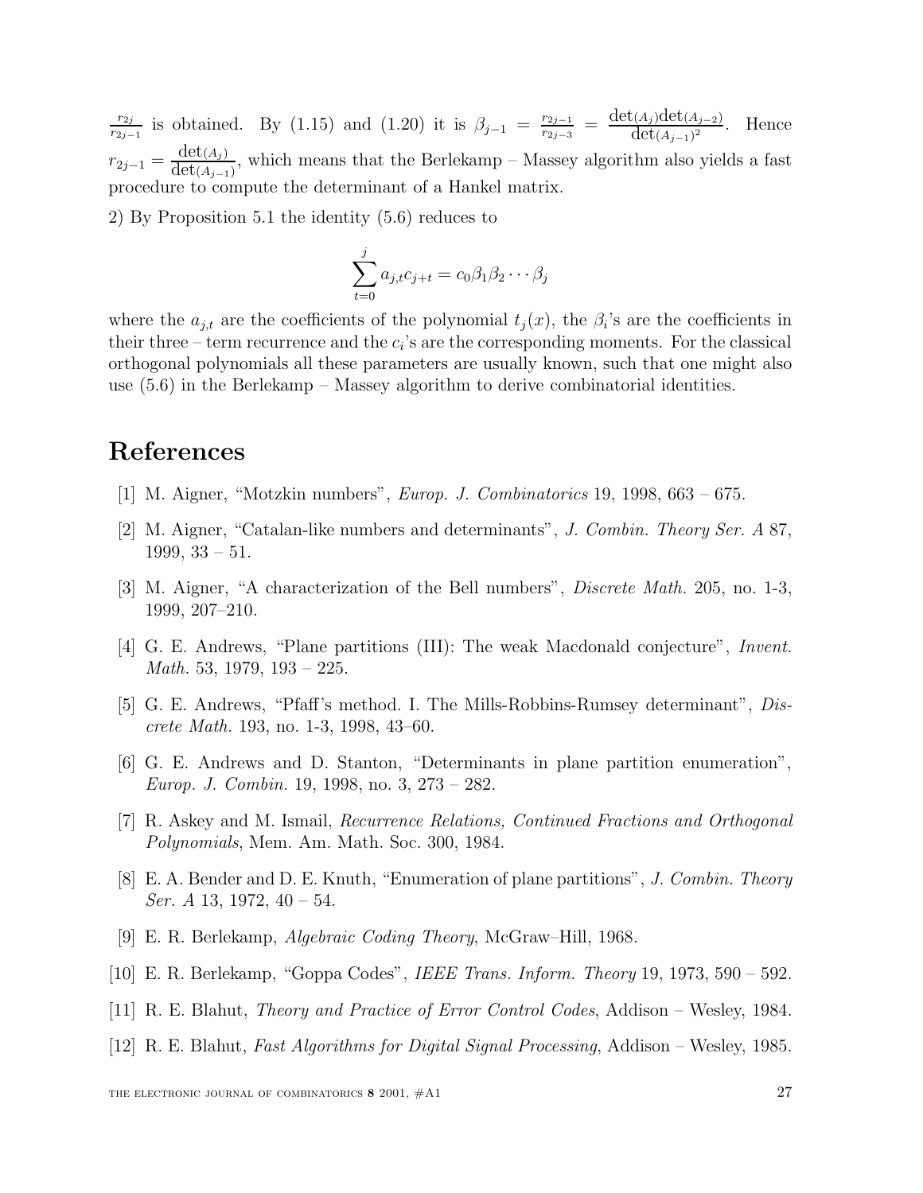$\frac{r_{2j}}{r_{2j-1}}$ is obtained. By (1.15) and (1.20) it is $\beta_{j-1} = \frac{r_{2j-1}}{r_{2j-3}} = \frac{\det(A_j)\det(A_{j-2})}{\det(A_{j-1})^2}$. Hence $r_{2j-1} = \frac{\det(A_j)}{\det(A_{j-1})}$, which means that the Berlekamp – Massey algorithm also yields a fast procedure to compute the determinant of a Hankel matrix.

2) By Proposition 5.1 the identity (5.6) reduces to

$$\sum_{t=0}^{j} a_{j,t} c_{j+t} = c_0 \beta_1 \beta_2 \cdots \beta_j$$

where the $a_{j,t}$ are the coefficients of the polynomial $t_j(x)$, the $\beta_i$'s are the coefficients in their three – term recurrence and the $c_i$'s are the corresponding moments. For the classical orthogonal polynomials all these parameters are usually known, such that one might also use (5.6) in the Berlekamp – Massey algorithm to derive combinatorial identities.

# References

[1] M. Aigner, "Motzkin numbers", *Europ. J. Combinatorics* 19, 1998, 663 – 675.

[2] M. Aigner, "Catalan-like numbers and determinants", *J. Combin. Theory Ser. A* 87, 1999, 33 – 51.

[3] M. Aigner, "A characterization of the Bell numbers", *Discrete Math.* 205, no. 1-3, 1999, 207–210.

[4] G. E. Andrews, "Plane partitions (III): The weak Macdonald conjecture", *Invent. Math.* 53, 1979, 193 – 225.

[5] G. E. Andrews, "Pfaff's method. I. The Mills-Robbins-Rumsey determinant", *Discrete Math.* 193, no. 1-3, 1998, 43–60.

[6] G. E. Andrews and D. Stanton, "Determinants in plane partition enumeration", *Europ. J. Combin.* 19, 1998, no. 3, 273 – 282.

[7] R. Askey and M. Ismail, *Recurrence Relations, Continued Fractions and Orthogonal Polynomials*, Mem. Am. Math. Soc. 300, 1984.

[8] E. A. Bender and D. E. Knuth, "Enumeration of plane partitions", *J. Combin. Theory Ser. A* 13, 1972, 40 – 54.

[9] E. R. Berlekamp, *Algebraic Coding Theory*, McGraw–Hill, 1968.

[10] E. R. Berlekamp, "Goppa Codes", *IEEE Trans. Inform. Theory* 19, 1973, 590 – 592.

[11] R. E. Blahut, *Theory and Practice of Error Control Codes*, Addison – Wesley, 1984.

[12] R. E. Blahut, *Fast Algorithms for Digital Signal Processing*, Addison – Wesley, 1985.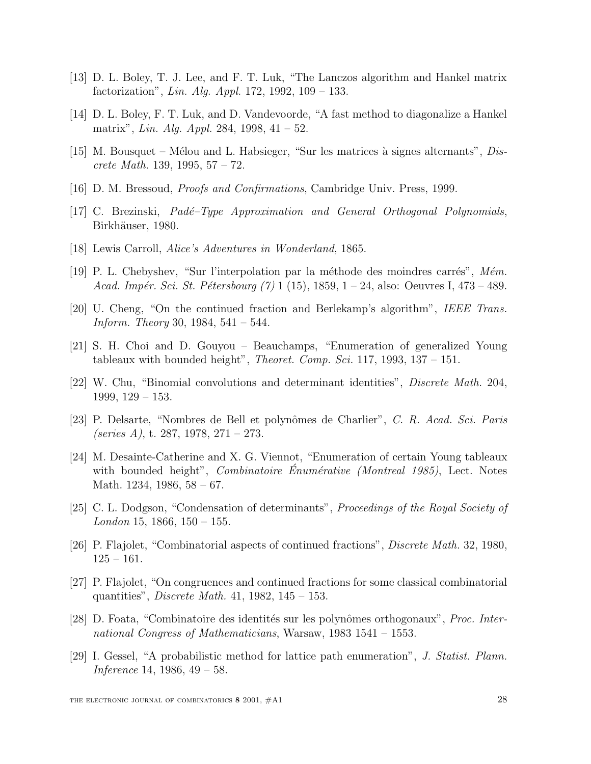[13] D. L. Boley, T. J. Lee, and F. T. Luk, "The Lanczos algorithm and Hankel matrix factorization", *Lin. Alg. Appl.* 172, 1992, 109 – 133.

[14] D. L. Boley, F. T. Luk, and D. Vandevoorde, "A fast method to diagonalize a Hankel matrix", *Lin. Alg. Appl.* 284, 1998, 41 – 52.

[15] M. Bousquet – Mélou and L. Habsieger, "Sur les matrices à signes alternants", *Discrete Math.* 139, 1995, 57 – 72.

[16] D. M. Bressoud, *Proofs and Confirmations*, Cambridge Univ. Press, 1999.

[17] C. Brezinski, *Padé–Type Approximation and General Orthogonal Polynomials*, Birkhäuser, 1980.

[18] Lewis Carroll, *Alice's Adventures in Wonderland*, 1865.

[19] P. L. Chebyshev, "Sur l'interpolation par la méthode des moindres carrés", *Mém. Acad. Impér. Sci. St. Pétersbourg (7)* 1 (15), 1859, 1 – 24, also: Oeuvres I, 473 – 489.

[20] U. Cheng, "On the continued fraction and Berlekamp's algorithm", *IEEE Trans. Inform. Theory* 30, 1984, 541 – 544.

[21] S. H. Choi and D. Gouyou – Beauchamps, "Enumeration of generalized Young tableaux with bounded height", *Theoret. Comp. Sci.* 117, 1993, 137 – 151.

[22] W. Chu, "Binomial convolutions and determinant identities", *Discrete Math.* 204, 1999, 129 – 153.

[23] P. Delsarte, "Nombres de Bell et polynômes de Charlier", *C. R. Acad. Sci. Paris (series A)*, t. 287, 1978, 271 – 273.

[24] M. Desainte-Catherine and X. G. Viennot, "Enumeration of certain Young tableaux with bounded height", *Combinatoire Énumérative (Montreal 1985)*, Lect. Notes Math. 1234, 1986, 58 – 67.

[25] C. L. Dodgson, "Condensation of determinants", *Proceedings of the Royal Society of London* 15, 1866, 150 – 155.

[26] P. Flajolet, "Combinatorial aspects of continued fractions", *Discrete Math.* 32, 1980, 125 – 161.

[27] P. Flajolet, "On congruences and continued fractions for some classical combinatorial quantities", *Discrete Math.* 41, 1982, 145 – 153.

[28] D. Foata, "Combinatoire des identités sur les polynômes orthogonaux", *Proc. International Congress of Mathematicians*, Warsaw, 1983 1541 – 1553.

[29] I. Gessel, "A probabilistic method for lattice path enumeration", *J. Statist. Plann. Inference* 14, 1986, 49 – 58.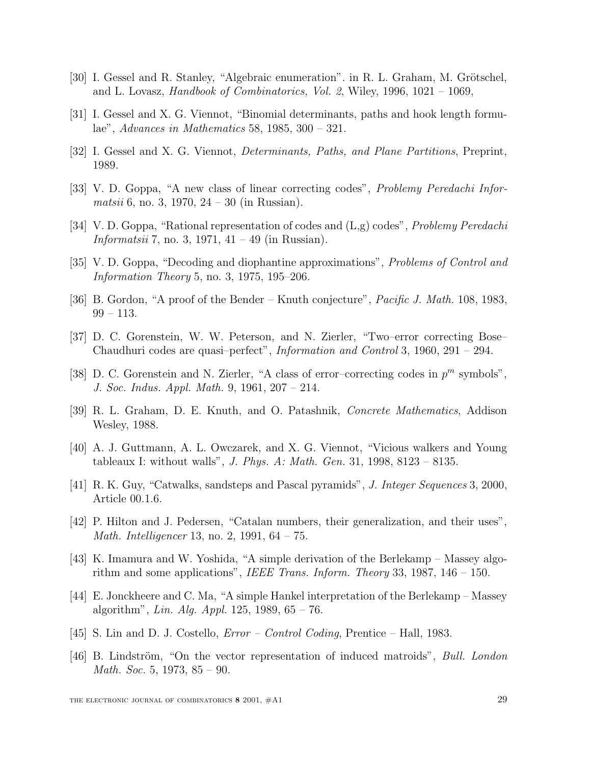[30] I. Gessel and R. Stanley, "Algebraic enumeration". in R. L. Graham, M. Grötschel, and L. Lovasz, *Handbook of Combinatorics, Vol. 2*, Wiley, 1996, 1021 – 1069,

[31] I. Gessel and X. G. Viennot, "Binomial determinants, paths and hook length formulae", *Advances in Mathematics* 58, 1985, 300 – 321.

[32] I. Gessel and X. G. Viennot, *Determinants, Paths, and Plane Partitions*, Preprint, 1989.

[33] V. D. Goppa, "A new class of linear correcting codes", *Problemy Peredachi Informatsii* 6, no. 3, 1970, 24 – 30 (in Russian).

[34] V. D. Goppa, "Rational representation of codes and (L,g) codes", *Problemy Peredachi Informatsii* 7, no. 3, 1971, 41 – 49 (in Russian).

[35] V. D. Goppa, "Decoding and diophantine approximations", *Problems of Control and Information Theory* 5, no. 3, 1975, 195–206.

[36] B. Gordon, "A proof of the Bender – Knuth conjecture", *Pacific J. Math.* 108, 1983, 99 – 113.

[37] D. C. Gorenstein, W. W. Peterson, and N. Zierler, "Two–error correcting Bose–Chaudhuri codes are quasi–perfect", *Information and Control* 3, 1960, 291 – 294.

[38] D. C. Gorenstein and N. Zierler, "A class of error–correcting codes in $p^m$ symbols", *J. Soc. Indus. Appl. Math.* 9, 1961, 207 – 214.

[39] R. L. Graham, D. E. Knuth, and O. Patashnik, *Concrete Mathematics*, Addison Wesley, 1988.

[40] A. J. Guttmann, A. L. Owczarek, and X. G. Viennot, "Vicious walkers and Young tableaux I: without walls", *J. Phys. A: Math. Gen.* 31, 1998, 8123 – 8135.

[41] R. K. Guy, "Catwalks, sandsteps and Pascal pyramids", *J. Integer Sequences* 3, 2000, Article 00.1.6.

[42] P. Hilton and J. Pedersen, "Catalan numbers, their generalization, and their uses", *Math. Intelligencer* 13, no. 2, 1991, 64 – 75.

[43] K. Imamura and W. Yoshida, "A simple derivation of the Berlekamp – Massey algorithm and some applications", *IEEE Trans. Inform. Theory* 33, 1987, 146 – 150.

[44] E. Jonckheere and C. Ma, "A simple Hankel interpretation of the Berlekamp – Massey algorithm", *Lin. Alg. Appl.* 125, 1989, 65 – 76.

[45] S. Lin and D. J. Costello, *Error – Control Coding*, Prentice – Hall, 1983.

[46] B. Lindström, "On the vector representation of induced matroids", *Bull. London Math. Soc.* 5, 1973, 85 – 90.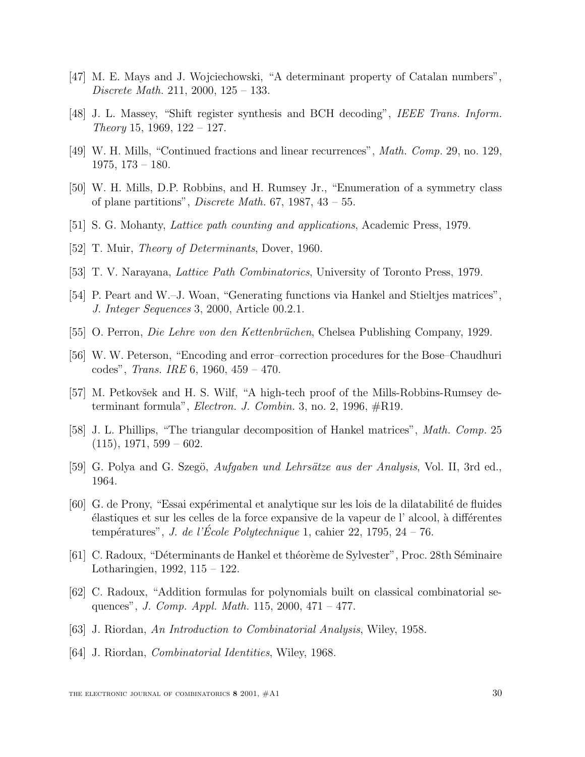[47] M. E. Mays and J. Wojciechowski, "A determinant property of Catalan numbers", *Discrete Math.* 211, 2000, 125 – 133.

[48] J. L. Massey, "Shift register synthesis and BCH decoding", *IEEE Trans. Inform. Theory* 15, 1969, 122 – 127.

[49] W. H. Mills, "Continued fractions and linear recurrences", *Math. Comp.* 29, no. 129, 1975, 173 – 180.

[50] W. H. Mills, D.P. Robbins, and H. Rumsey Jr., "Enumeration of a symmetry class of plane partitions", *Discrete Math.* 67, 1987, 43 – 55.

[51] S. G. Mohanty, *Lattice path counting and applications*, Academic Press, 1979.

[52] T. Muir, *Theory of Determinants*, Dover, 1960.

[53] T. V. Narayana, *Lattice Path Combinatorics*, University of Toronto Press, 1979.

[54] P. Peart and W.–J. Woan, "Generating functions via Hankel and Stieltjes matrices", *J. Integer Sequences* 3, 2000, Article 00.2.1.

[55] O. Perron, *Die Lehre von den Kettenbrüchen*, Chelsea Publishing Company, 1929.

[56] W. W. Peterson, "Encoding and error–correction procedures for the Bose–Chaudhuri codes", *Trans. IRE* 6, 1960, 459 – 470.

[57] M. Petkovšek and H. S. Wilf, "A high-tech proof of the Mills-Robbins-Rumsey determinant formula", *Electron. J. Combin.* 3, no. 2, 1996, #R19.

[58] J. L. Phillips, "The triangular decomposition of Hankel matrices", *Math. Comp.* 25 (115), 1971, 599 – 602.

[59] G. Polya and G. Szegö, *Aufgaben und Lehrsätze aus der Analysis*, Vol. II, 3rd ed., 1964.

[60] G. de Prony, "Essai expérimental et analytique sur les lois de la dilatabilité de fluides élastiques et sur les celles de la force expansive de la vapeur de l' alcool, à différentes températures", *J. de l'École Polytechnique* 1, cahier 22, 1795, 24 – 76.

[61] C. Radoux, "Déterminants de Hankel et théorème de Sylvester", Proc. 28th Séminaire Lotharingien, 1992, 115 – 122.

[62] C. Radoux, "Addition formulas for polynomials built on classical combinatorial sequences", *J. Comp. Appl. Math.* 115, 2000, 471 – 477.

[63] J. Riordan, *An Introduction to Combinatorial Analysis*, Wiley, 1958.

[64] J. Riordan, *Combinatorial Identities*, Wiley, 1968.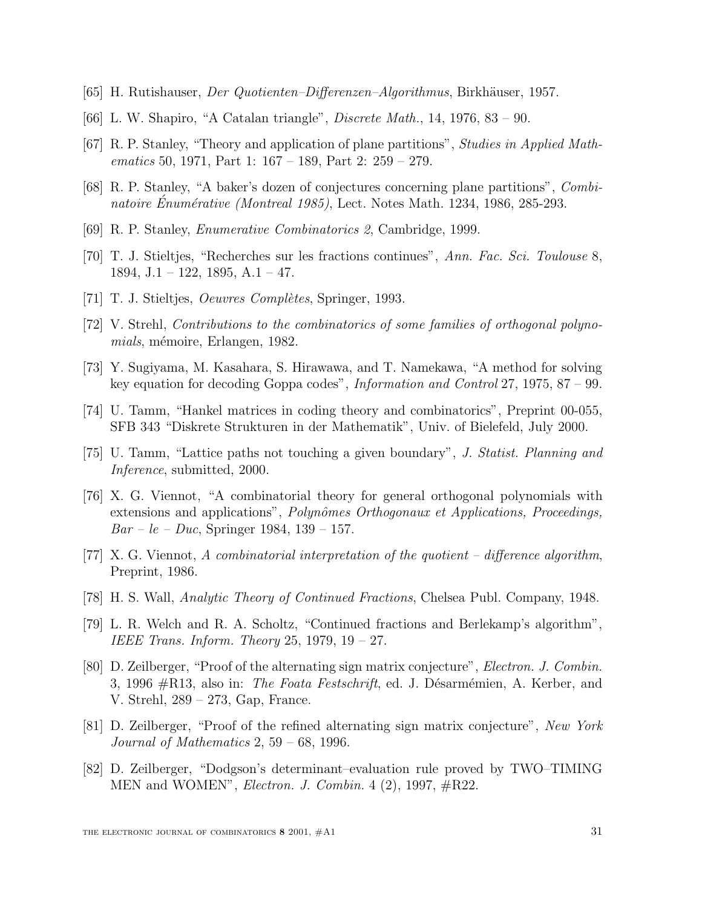[65] H. Rutishauser, *Der Quotienten–Differenzen–Algorithmus*, Birkhäuser, 1957.

[66] L. W. Shapiro, "A Catalan triangle", *Discrete Math.*, 14, 1976, 83 – 90.

[67] R. P. Stanley, "Theory and application of plane partitions", *Studies in Applied Mathematics* 50, 1971, Part 1: 167 – 189, Part 2: 259 – 279.

[68] R. P. Stanley, "A baker's dozen of conjectures concerning plane partitions", *Combinatoire Énumérative (Montreal 1985)*, Lect. Notes Math. 1234, 1986, 285-293.

[69] R. P. Stanley, *Enumerative Combinatorics 2*, Cambridge, 1999.

[70] T. J. Stieltjes, "Recherches sur les fractions continues", *Ann. Fac. Sci. Toulouse* 8, 1894, J.1 – 122, 1895, A.1 – 47.

[71] T. J. Stieltjes, *Oeuvres Complètes*, Springer, 1993.

[72] V. Strehl, *Contributions to the combinatorics of some families of orthogonal polynomials*, mémoire, Erlangen, 1982.

[73] Y. Sugiyama, M. Kasahara, S. Hirawawa, and T. Namekawa, "A method for solving key equation for decoding Goppa codes", *Information and Control* 27, 1975, 87 – 99.

[74] U. Tamm, "Hankel matrices in coding theory and combinatorics", Preprint 00-055, SFB 343 "Diskrete Strukturen in der Mathematik", Univ. of Bielefeld, July 2000.

[75] U. Tamm, "Lattice paths not touching a given boundary", *J. Statist. Planning and Inference*, submitted, 2000.

[76] X. G. Viennot, "A combinatorial theory for general orthogonal polynomials with extensions and applications", *Polynômes Orthogonaux et Applications, Proceedings, Bar – le – Duc*, Springer 1984, 139 – 157.

[77] X. G. Viennot, *A combinatorial interpretation of the quotient – difference algorithm*, Preprint, 1986.

[78] H. S. Wall, *Analytic Theory of Continued Fractions*, Chelsea Publ. Company, 1948.

[79] L. R. Welch and R. A. Scholtz, "Continued fractions and Berlekamp's algorithm", *IEEE Trans. Inform. Theory* 25, 1979, 19 – 27.

[80] D. Zeilberger, "Proof of the alternating sign matrix conjecture", *Electron. J. Combin.* 3, 1996 #R13, also in: *The Foata Festschrift*, ed. J. Désarménien, A. Kerber, and V. Strehl, 289 – 273, Gap, France.

[81] D. Zeilberger, "Proof of the refined alternating sign matrix conjecture", *New York Journal of Mathematics* 2, 59 – 68, 1996.

[82] D. Zeilberger, "Dodgson's determinant–evaluation rule proved by TWO–TIMING MEN and WOMEN", *Electron. J. Combin.* 4 (2), 1997, #R22.